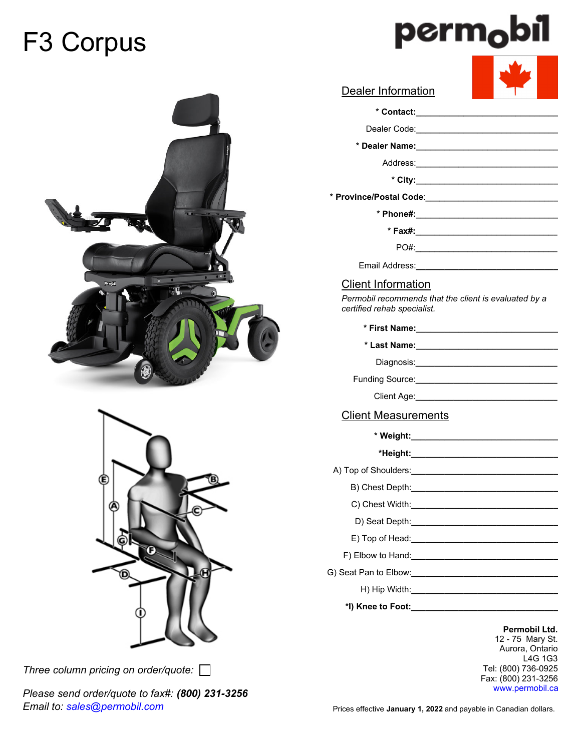# F3 Corpus

permobil

## Dealer Information

**\* Contact:** ______________________

Dealer Code: ______________________

**\* Dealer Name:** ______________________

Address: ______________________

**\* City:** ______________________

**\* Province/Postal Code:** ______________________

**\* Phone#:** ______________________

**\* Fax#:** ______________________

PO#: ______________________

Email Address: ______________________

## Client Information

*Permobil recommends that the client is evaluated by a certified rehab specialist.*

**\* First Name:** ______________________

**\* Last Name:** ______________________

Diagnosis: ______________________

Funding Source: ______________________

Client Age: ______________________

## Client Measurements

**\* Weight:** ______________________

**\*Height:** ______________________

A) Top of Shoulders: ______________________

B) Chest Depth: ______________________

C) Chest Width: ______________________

D) Seat Depth: ______________________

E) Top of Head: ______________________

F) Elbow to Hand: ______________________

G) Seat Pan to Elbow: ______________________

H) Hip Width: ______________________

**\*I) Knee to Foot:** ______________________

*Three column pricing on order/quote:* ☐

*Please send order/quote to fax#:* ***(800) 231-3256***
*Email to:* *sales@permobil.com*

**Permobil Ltd.**
12 - 75 Mary St.
Aurora, Ontario
L4G 1G3
Tel: (800) 736-0925
Fax: (800) 231-3256
www.permobil.ca

Prices effective **January 1, 2022** and payable in Canadian dollars.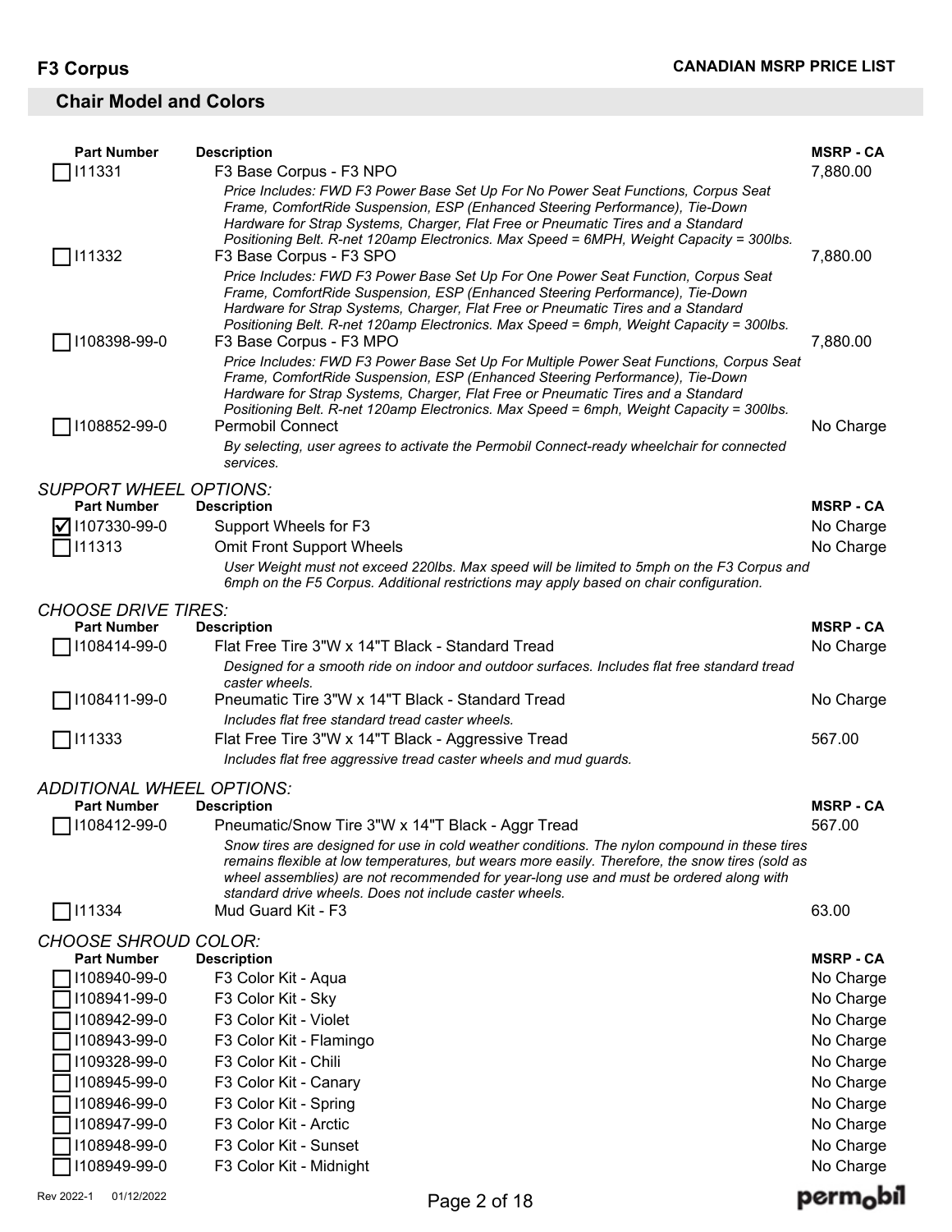## F3 Corpus

**CANADIAN MSRP PRICE LIST**

### Chair Model and Colors

| | Part Number | Description | MSRP - CA |
|---|---|---|---|
| ☐ | I11331 | F3 Base Corpus - F3 NPO<br>*Price Includes: FWD F3 Power Base Set Up For No Power Seat Functions, Corpus Seat Frame, ComfortRide Suspension, ESP (Enhanced Steering Performance), Tie-Down Hardware for Strap Systems, Charger, Flat Free or Pneumatic Tires and a Standard Positioning Belt. R-net 120amp Electronics. Max Speed = 6MPH, Weight Capacity = 300lbs.* | 7,880.00 |
| ☐ | I11332 | F3 Base Corpus - F3 SPO<br>*Price Includes: FWD F3 Power Base Set Up For One Power Seat Function, Corpus Seat Frame, ComfortRide Suspension, ESP (Enhanced Steering Performance), Tie-Down Hardware for Strap Systems, Charger, Flat Free or Pneumatic Tires and a Standard Positioning Belt. R-net 120amp Electronics. Max Speed = 6mph, Weight Capacity = 300lbs.* | 7,880.00 |
| ☐ | I108398-99-0 | F3 Base Corpus - F3 MPO<br>*Price Includes: FWD F3 Power Base Set Up For Multiple Power Seat Functions, Corpus Seat Frame, ComfortRide Suspension, ESP (Enhanced Steering Performance), Tie-Down Hardware for Strap Systems, Charger, Flat Free or Pneumatic Tires and a Standard Positioning Belt. R-net 120amp Electronics. Max Speed = 6mph, Weight Capacity = 300lbs.* | 7,880.00 |
| ☐ | I108852-99-0 | Permobil Connect<br>*By selecting, user agrees to activate the Permobil Connect-ready wheelchair for connected services.* | No Charge |

*SUPPORT WHEEL OPTIONS:*

| | Part Number | Description | MSRP - CA |
|---|---|---|---|
| ☑ | I107330-99-0 | Support Wheels for F3 | No Charge |
| ☐ | I11313 | Omit Front Support Wheels<br>*User Weight must not exceed 220lbs. Max speed will be limited to 5mph on the F3 Corpus and 6mph on the F5 Corpus. Additional restrictions may apply based on chair configuration.* | No Charge |

*CHOOSE DRIVE TIRES:*

| | Part Number | Description | MSRP - CA |
|---|---|---|---|
| ☐ | I108414-99-0 | Flat Free Tire 3"W x 14"T Black - Standard Tread<br>*Designed for a smooth ride on indoor and outdoor surfaces. Includes flat free standard tread caster wheels.* | No Charge |
| ☐ | I108411-99-0 | Pneumatic Tire 3"W x 14"T Black - Standard Tread<br>*Includes flat free standard tread caster wheels.* | No Charge |
| ☐ | I11333 | Flat Free Tire 3"W x 14"T Black - Aggressive Tread<br>*Includes flat free aggressive tread caster wheels and mud guards.* | 567.00 |

*ADDITIONAL WHEEL OPTIONS:*

| | Part Number | Description | MSRP - CA |
|---|---|---|---|
| ☐ | I108412-99-0 | Pneumatic/Snow Tire 3"W x 14"T Black - Aggr Tread<br>*Snow tires are designed for use in cold weather conditions. The nylon compound in these tires remains flexible at low temperatures, but wears more easily. Therefore, the snow tires (sold as wheel assemblies) are not recommended for year-long use and must be ordered along with standard drive wheels. Does not include caster wheels.* | 567.00 |
| ☐ | I11334 | Mud Guard Kit - F3 | 63.00 |

*CHOOSE SHROUD COLOR:*

| | Part Number | Description | MSRP - CA |
|---|---|---|---|
| ☐ | I108940-99-0 | F3 Color Kit - Aqua | No Charge |
| ☐ | I108941-99-0 | F3 Color Kit - Sky | No Charge |
| ☐ | I108942-99-0 | F3 Color Kit - Violet | No Charge |
| ☐ | I108943-99-0 | F3 Color Kit - Flamingo | No Charge |
| ☐ | I109328-99-0 | F3 Color Kit - Chili | No Charge |
| ☐ | I108945-99-0 | F3 Color Kit - Canary | No Charge |
| ☐ | I108946-99-0 | F3 Color Kit - Spring | No Charge |
| ☐ | I108947-99-0 | F3 Color Kit - Arctic | No Charge |
| ☐ | I108948-99-0 | F3 Color Kit - Sunset | No Charge |
| ☐ | I108949-99-0 | F3 Color Kit - Midnight | No Charge |

Rev 2022-1 01/12/2022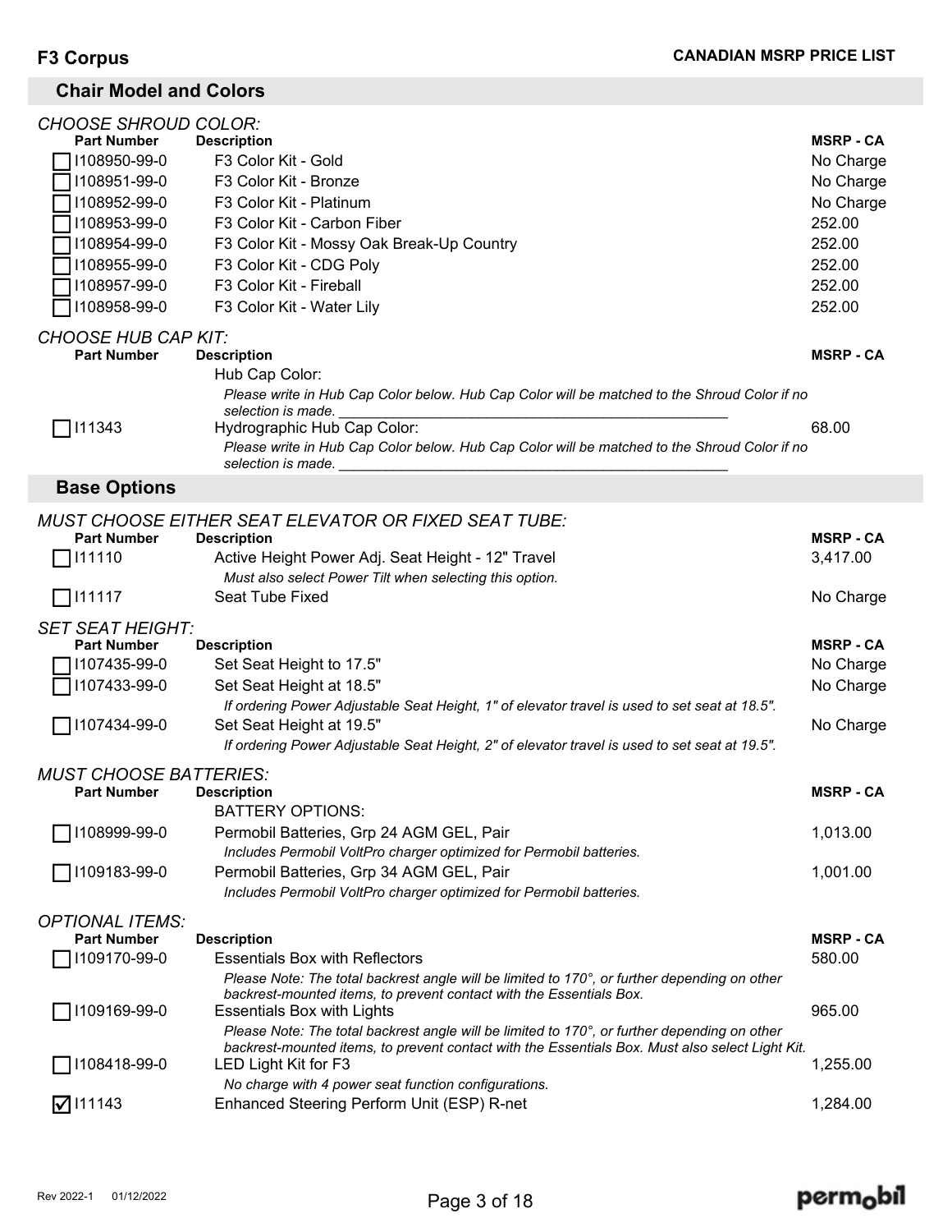## Chair Model and Colors

*CHOOSE SHROUD COLOR:*

| Part Number | Description | MSRP - CA |
|---|---|---|
| ☐ I108950-99-0 | F3 Color Kit - Gold | No Charge |
| ☐ I108951-99-0 | F3 Color Kit - Bronze | No Charge |
| ☐ I108952-99-0 | F3 Color Kit - Platinum | No Charge |
| ☐ I108953-99-0 | F3 Color Kit - Carbon Fiber | 252.00 |
| ☐ I108954-99-0 | F3 Color Kit - Mossy Oak Break-Up Country | 252.00 |
| ☐ I108955-99-0 | F3 Color Kit - CDG Poly | 252.00 |
| ☐ I108957-99-0 | F3 Color Kit - Fireball | 252.00 |
| ☐ I108958-99-0 | F3 Color Kit - Water Lily | 252.00 |

*CHOOSE HUB CAP KIT:*

| Part Number | Description | MSRP - CA |
|---|---|---|
| | Hub Cap Color:<br>*Please write in Hub Cap Color below. Hub Cap Color will be matched to the Shroud Color if no selection is made. ______________________________* | |
| ☐ I11343 | Hydrographic Hub Cap Color:<br>*Please write in Hub Cap Color below. Hub Cap Color will be matched to the Shroud Color if no selection is made. ______________________________* | 68.00 |

## Base Options

*MUST CHOOSE EITHER SEAT ELEVATOR OR FIXED SEAT TUBE:*

| Part Number | Description | MSRP - CA |
|---|---|---|
| ☐ I11110 | Active Height Power Adj. Seat Height - 12" Travel<br>*Must also select Power Tilt when selecting this option.* | 3,417.00 |
| ☐ I11117 | Seat Tube Fixed | No Charge |

*SET SEAT HEIGHT:*

| Part Number | Description | MSRP - CA |
|---|---|---|
| ☐ I107435-99-0 | Set Seat Height to 17.5" | No Charge |
| ☐ I107433-99-0 | Set Seat Height at 18.5"<br>*If ordering Power Adjustable Seat Height, 1" of elevator travel is used to set seat at 18.5".* | No Charge |
| ☐ I107434-99-0 | Set Seat Height at 19.5"<br>*If ordering Power Adjustable Seat Height, 2" of elevator travel is used to set seat at 19.5".* | No Charge |

*MUST CHOOSE BATTERIES:*

| Part Number | Description | MSRP - CA |
|---|---|---|
| | BATTERY OPTIONS: | |
| ☐ I108999-99-0 | Permobil Batteries, Grp 24 AGM GEL, Pair<br>*Includes Permobil VoltPro charger optimized for Permobil batteries.* | 1,013.00 |
| ☐ I109183-99-0 | Permobil Batteries, Grp 34 AGM GEL, Pair<br>*Includes Permobil VoltPro charger optimized for Permobil batteries.* | 1,001.00 |

*OPTIONAL ITEMS:*

| Part Number | Description | MSRP - CA |
|---|---|---|
| ☐ I109170-99-0 | Essentials Box with Reflectors<br>*Please Note: The total backrest angle will be limited to 170°, or further depending on other backrest-mounted items, to prevent contact with the Essentials Box.* | 580.00 |
| ☐ I109169-99-0 | Essentials Box with Lights<br>*Please Note: The total backrest angle will be limited to 170°, or further depending on other backrest-mounted items, to prevent contact with the Essentials Box. Must also select Light Kit.* | 965.00 |
| ☐ I108418-99-0 | LED Light Kit for F3<br>*No charge with 4 power seat function configurations.* | 1,255.00 |
| ☑ I11143 | Enhanced Steering Perform Unit (ESP) R-net | 1,284.00 |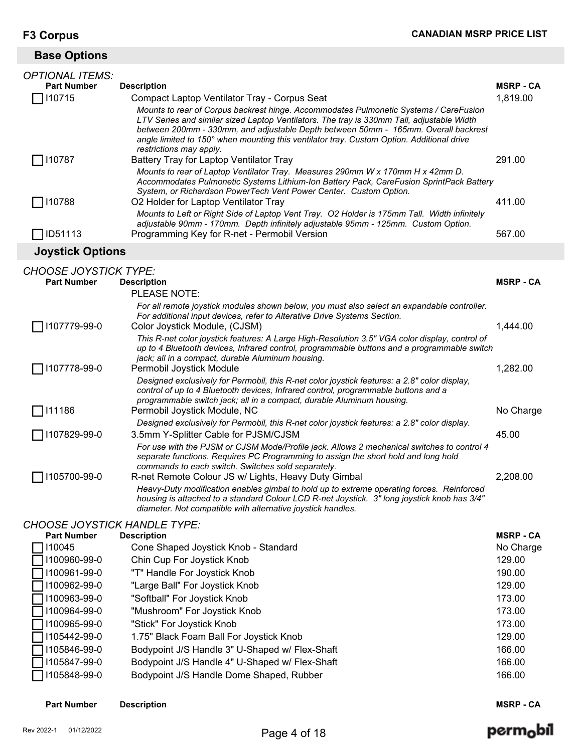**F3 Corpus** — **CANADIAN MSRP PRICE LIST**

## Base Options

*OPTIONAL ITEMS:*

| Part Number | Description | MSRP - CA |
|---|---|---|
| I10715 | Compact Laptop Ventilator Tray - Corpus Seat<br>*Mounts to rear of Corpus backrest hinge. Accommodates Pulmonetic Systems / CareFusion LTV Series and similar sized Laptop Ventilators. The tray is 330mm Tall, adjustable Width between 200mm - 330mm, and adjustable Depth between 50mm - 165mm. Overall backrest angle limited to 150° when mounting this ventilator tray. Custom Option. Additional drive restrictions may apply.* | 1,819.00 |
| I10787 | Battery Tray for Laptop Ventilator Tray<br>*Mounts to rear of Laptop Ventilator Tray. Measures 290mm W x 170mm H x 42mm D. Accommodates Pulmonetic Systems Lithium-Ion Battery Pack, CareFusion SprintPack Battery System, or Richardson PowerTech Vent Power Center. Custom Option.* | 291.00 |
| I10788 | O2 Holder for Laptop Ventilator Tray<br>*Mounts to Left or Right Side of Laptop Vent Tray. O2 Holder is 175mm Tall. Width infinitely adjustable 90mm - 170mm. Depth infinitely adjustable 95mm - 125mm. Custom Option.* | 411.00 |
| ID51113 | Programming Key for R-net - Permobil Version | 567.00 |

## Joystick Options

*CHOOSE JOYSTICK TYPE:*

| Part Number | Description | MSRP - CA |
|---|---|---|
| | PLEASE NOTE:<br>*For all remote joystick modules shown below, you must also select an expandable controller. For additional input devices, refer to Alterative Drive Systems Section.* | |
| I107779-99-0 | Color Joystick Module, (CJSM)<br>*This R-net color joystick features: A Large High-Resolution 3.5" VGA color display, control of up to 4 Bluetooth devices, Infrared control, programmable buttons and a programmable switch jack; all in a compact, durable Aluminum housing.* | 1,444.00 |
| I107778-99-0 | Permobil Joystick Module<br>*Designed exclusively for Permobil, this R-net color joystick features: a 2.8" color display, control of up to 4 Bluetooth devices, Infrared control, programmable buttons and a programmable switch jack; all in a compact, durable Aluminum housing.* | 1,282.00 |
| I11186 | Permobil Joystick Module, NC<br>*Designed exclusively for Permobil, this R-net color joystick features: a 2.8" color display.* | No Charge |
| I107829-99-0 | 3.5mm Y-Splitter Cable for PJSM/CJSM<br>*For use with the PJSM or CJSM Mode/Profile jack. Allows 2 mechanical switches to control 4 separate functions. Requires PC Programming to assign the short hold and long hold commands to each switch. Switches sold separately.* | 45.00 |
| I105700-99-0 | R-net Remote Colour JS w/ Lights, Heavy Duty Gimbal<br>*Heavy-Duty modification enables gimbal to hold up to extreme operating forces. Reinforced housing is attached to a standard Colour LCD R-net Joystick. 3" long joystick knob has 3/4" diameter. Not compatible with alternative joystick handles.* | 2,208.00 |

*CHOOSE JOYSTICK HANDLE TYPE:*

| Part Number | Description | MSRP - CA |
|---|---|---|
| I10045 | Cone Shaped Joystick Knob - Standard | No Charge |
| I100960-99-0 | Chin Cup For Joystick Knob | 129.00 |
| I100961-99-0 | "T" Handle For Joystick Knob | 190.00 |
| I100962-99-0 | "Large Ball" For Joystick Knob | 129.00 |
| I100963-99-0 | "Softball" For Joystick Knob | 173.00 |
| I100964-99-0 | "Mushroom" For Joystick Knob | 173.00 |
| I100965-99-0 | "Stick" For Joystick Knob | 173.00 |
| I105442-99-0 | 1.75" Black Foam Ball For Joystick Knob | 129.00 |
| I105846-99-0 | Bodypoint J/S Handle 3" U-Shaped w/ Flex-Shaft | 166.00 |
| I105847-99-0 | Bodypoint J/S Handle 4" U-Shaped w/ Flex-Shaft | 166.00 |
| I105848-99-0 | Bodypoint J/S Handle Dome Shaped, Rubber | 166.00 |

| Part Number | Description | MSRP - CA |
|---|---|---|

Rev 2022-1 01/12/2022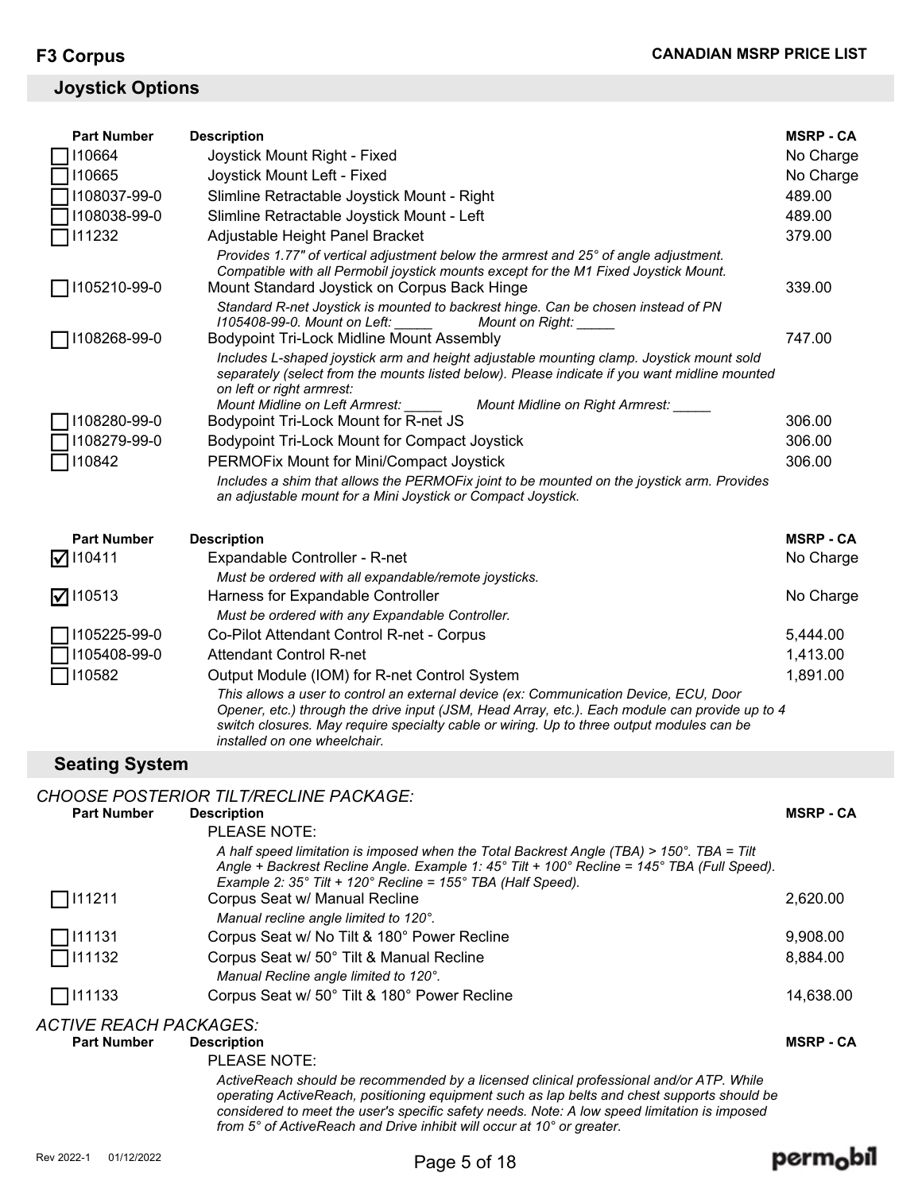## Joystick Options

| | Part Number | Description | MSRP - CA |
|---|---|---|---|
| ☐ | I10664 | Joystick Mount Right - Fixed | No Charge |
| ☐ | I10665 | Joystick Mount Left - Fixed | No Charge |
| ☐ | I108037-99-0 | Slimline Retractable Joystick Mount - Right | 489.00 |
| ☐ | I108038-99-0 | Slimline Retractable Joystick Mount - Left | 489.00 |
| ☐ | I11232 | Adjustable Height Panel Bracket<br>*Provides 1.77" of vertical adjustment below the armrest and 25° of angle adjustment. Compatible with all Permobil joystick mounts except for the M1 Fixed Joystick Mount.* | 379.00 |
| ☐ | I105210-99-0 | Mount Standard Joystick on Corpus Back Hinge<br>*Standard R-net Joystick is mounted to backrest hinge. Can be chosen instead of PN I105408-99-0. Mount on Left: _____ Mount on Right: _____* | 339.00 |
| ☐ | I108268-99-0 | Bodypoint Tri-Lock Midline Mount Assembly<br>*Includes L-shaped joystick arm and height adjustable mounting clamp. Joystick mount sold separately (select from the mounts listed below). Please indicate if you want midline mounted on left or right armrest:*<br>*Mount Midline on Left Armrest: _____ Mount Midline on Right Armrest: _____* | 747.00 |
| ☐ | I108280-99-0 | Bodypoint Tri-Lock Mount for R-net JS | 306.00 |
| ☐ | I108279-99-0 | Bodypoint Tri-Lock Mount for Compact Joystick | 306.00 |
| ☐ | I10842 | PERMOFix Mount for Mini/Compact Joystick<br>*Includes a shim that allows the PERMOFix joint to be mounted on the joystick arm. Provides an adjustable mount for a Mini Joystick or Compact Joystick.* | 306.00 |

| | Part Number | Description | MSRP - CA |
|---|---|---|---|
| ☑ | I10411 | Expandable Controller - R-net<br>*Must be ordered with all expandable/remote joysticks.* | No Charge |
| ☑ | I10513 | Harness for Expandable Controller<br>*Must be ordered with any Expandable Controller.* | No Charge |
| ☐ | I105225-99-0 | Co-Pilot Attendant Control R-net - Corpus | 5,444.00 |
| ☐ | I105408-99-0 | Attendant Control R-net | 1,413.00 |
| ☐ | I10582 | Output Module (IOM) for R-net Control System<br>*This allows a user to control an external device (ex: Communication Device, ECU, Door Opener, etc.) through the drive input (JSM, Head Array, etc.). Each module can provide up to 4 switch closures. May require specialty cable or wiring. Up to three output modules can be installed on one wheelchair.* | 1,891.00 |

## Seating System

*CHOOSE POSTERIOR TILT/RECLINE PACKAGE:*

| | Part Number | Description | MSRP - CA |
|---|---|---|---|
| | | PLEASE NOTE:<br>*A half speed limitation is imposed when the Total Backrest Angle (TBA) > 150°. TBA = Tilt Angle + Backrest Recline Angle. Example 1: 45° Tilt + 100° Recline = 145° TBA (Full Speed). Example 2: 35° Tilt + 120° Recline = 155° TBA (Half Speed).* | |
| ☐ | I11211 | Corpus Seat w/ Manual Recline<br>*Manual recline angle limited to 120°.* | 2,620.00 |
| ☐ | I11131 | Corpus Seat w/ No Tilt & 180° Power Recline | 9,908.00 |
| ☐ | I11132 | Corpus Seat w/ 50° Tilt & Manual Recline<br>*Manual Recline angle limited to 120°.* | 8,884.00 |
| ☐ | I11133 | Corpus Seat w/ 50° Tilt & 180° Power Recline | 14,638.00 |

*ACTIVE REACH PACKAGES:*

| Part Number | Description | MSRP - CA |
|---|---|---|
| | PLEASE NOTE:<br>*ActiveReach should be recommended by a licensed clinical professional and/or ATP. While operating ActiveReach, positioning equipment such as lap belts and chest supports should be considered to meet the user's specific safety needs. Note: A low speed limitation is imposed from 5° of ActiveReach and Drive inhibit will occur at 10° or greater.* | |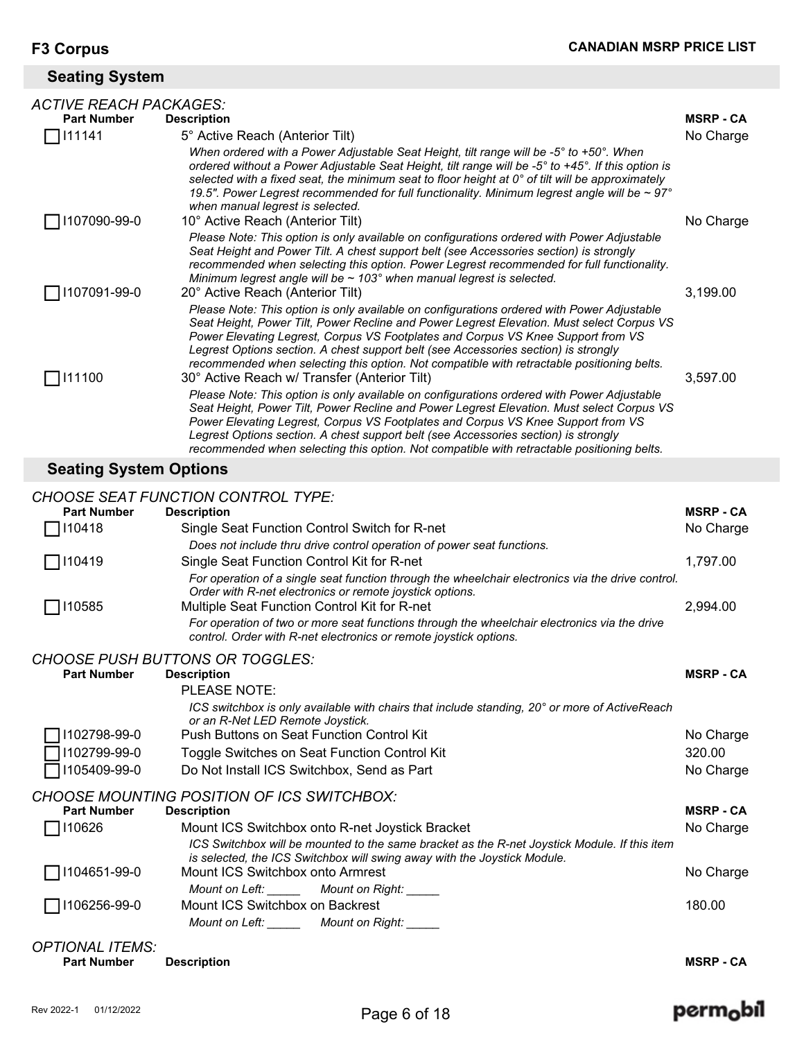## Seating System

*ACTIVE REACH PACKAGES:*

| Part Number | Description | MSRP - CA |
|---|---|---|
| ☐ I11141 | 5° Active Reach (Anterior Tilt)<br>*When ordered with a Power Adjustable Seat Height, tilt range will be -5° to +50°. When ordered without a Power Adjustable Seat Height, tilt range will be -5° to +45°. If this option is selected with a fixed seat, the minimum seat to floor height at 0° of tilt will be approximately 19.5". Power Legrest recommended for full functionality. Minimum legrest angle will be ~ 97° when manual legrest is selected.* | No Charge |
| ☐ I107090-99-0 | 10° Active Reach (Anterior Tilt)<br>*Please Note: This option is only available on configurations ordered with Power Adjustable Seat Height and Power Tilt. A chest support belt (see Accessories section) is strongly recommended when selecting this option. Power Legrest recommended for full functionality. Minimum legrest angle will be ~ 103° when manual legrest is selected.* | No Charge |
| ☐ I107091-99-0 | 20° Active Reach (Anterior Tilt)<br>*Please Note: This option is only available on configurations ordered with Power Adjustable Seat Height, Power Tilt, Power Recline and Power Legrest Elevation. Must select Corpus VS Power Elevating Legrest, Corpus VS Footplates and Corpus VS Knee Support from VS Legrest Options section. A chest support belt (see Accessories section) is strongly recommended when selecting this option. Not compatible with retractable positioning belts.* | 3,199.00 |
| ☐ I11100 | 30° Active Reach w/ Transfer (Anterior Tilt)<br>*Please Note: This option is only available on configurations ordered with Power Adjustable Seat Height, Power Tilt, Power Recline and Power Legrest Elevation. Must select Corpus VS Power Elevating Legrest, Corpus VS Footplates and Corpus VS Knee Support from VS Legrest Options section. A chest support belt (see Accessories section) is strongly recommended when selecting this option. Not compatible with retractable positioning belts.* | 3,597.00 |

## Seating System Options

*CHOOSE SEAT FUNCTION CONTROL TYPE:*

| Part Number | Description | MSRP - CA |
|---|---|---|
| ☐ I10418 | Single Seat Function Control Switch for R-net<br>*Does not include thru drive control operation of power seat functions.* | No Charge |
| ☐ I10419 | Single Seat Function Control Kit for R-net<br>*For operation of a single seat function through the wheelchair electronics via the drive control. Order with R-net electronics or remote joystick options.* | 1,797.00 |
| ☐ I10585 | Multiple Seat Function Control Kit for R-net<br>*For operation of two or more seat functions through the wheelchair electronics via the drive control. Order with R-net electronics or remote joystick options.* | 2,994.00 |

*CHOOSE PUSH BUTTONS OR TOGGLES:*

| Part Number | Description | MSRP - CA |
|---|---|---|
| | PLEASE NOTE:<br>*ICS switchbox is only available with chairs that include standing, 20° or more of ActiveReach or an R-Net LED Remote Joystick.* | |
| ☐ I102798-99-0 | Push Buttons on Seat Function Control Kit | No Charge |
| ☐ I102799-99-0 | Toggle Switches on Seat Function Control Kit | 320.00 |
| ☐ I105409-99-0 | Do Not Install ICS Switchbox, Send as Part | No Charge |

*CHOOSE MOUNTING POSITION OF ICS SWITCHBOX:*

| Part Number | Description | MSRP - CA |
|---|---|---|
| ☐ I10626 | Mount ICS Switchbox onto R-net Joystick Bracket<br>*ICS Switchbox will be mounted to the same bracket as the R-net Joystick Module. If this item is selected, the ICS Switchbox will swing away with the Joystick Module.* | No Charge |
| ☐ I104651-99-0 | Mount ICS Switchbox onto Armrest<br>*Mount on Left: _____ Mount on Right: _____* | No Charge |
| ☐ I106256-99-0 | Mount ICS Switchbox on Backrest<br>*Mount on Left: _____ Mount on Right: _____* | 180.00 |

*OPTIONAL ITEMS:*

| Part Number | Description | MSRP - CA |
|---|---|---|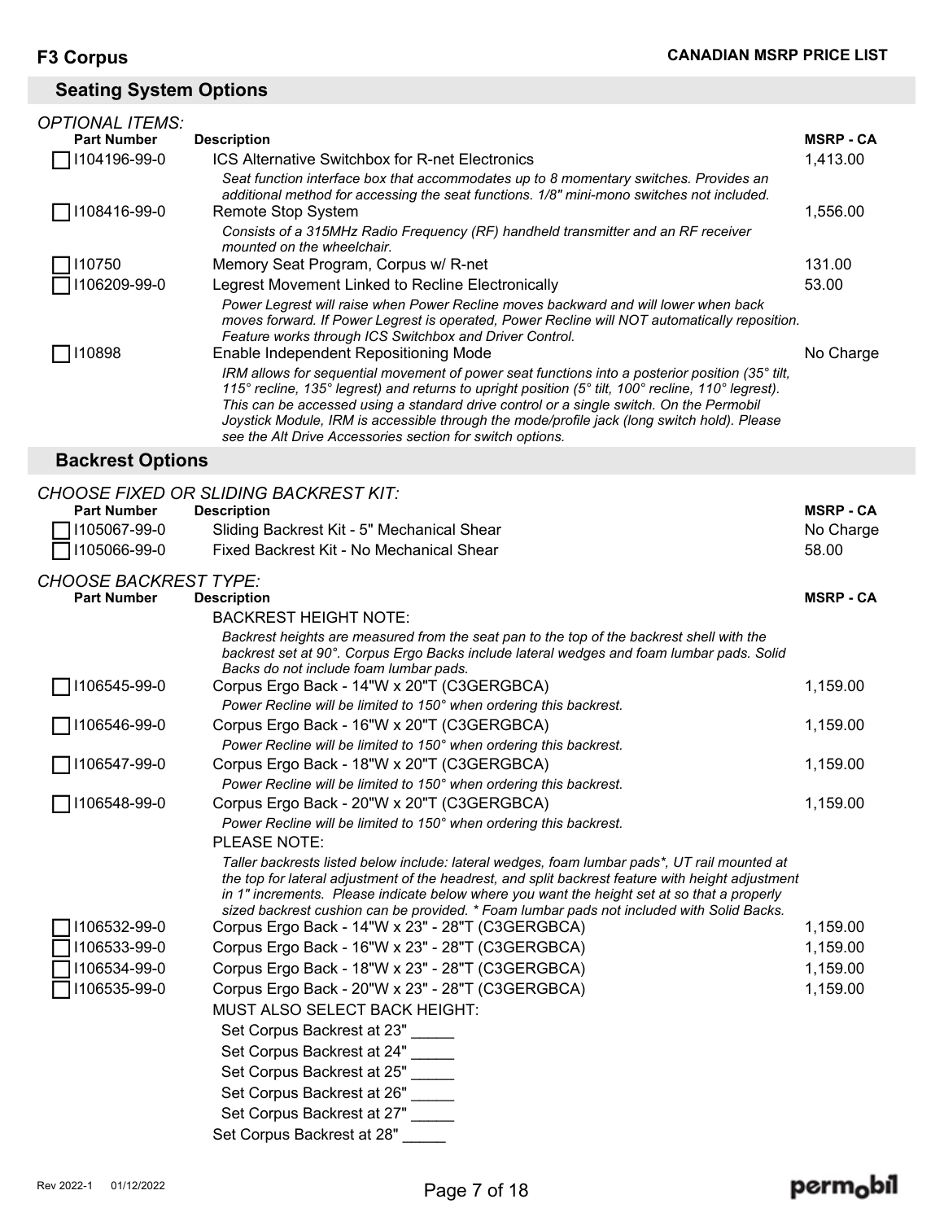## Seating System Options

*OPTIONAL ITEMS:*

| Part Number | Description | MSRP - CA |
|---|---|---|
| ☐ I104196-99-0 | ICS Alternative Switchbox for R-net Electronics<br>*Seat function interface box that accommodates up to 8 momentary switches. Provides an additional method for accessing the seat functions. 1/8" mini-mono switches not included.* | 1,413.00 |
| ☐ I108416-99-0 | Remote Stop System<br>*Consists of a 315MHz Radio Frequency (RF) handheld transmitter and an RF receiver mounted on the wheelchair.* | 1,556.00 |
| ☐ I10750 | Memory Seat Program, Corpus w/ R-net | 131.00 |
| ☐ I106209-99-0 | Legrest Movement Linked to Recline Electronically<br>*Power Legrest will raise when Power Recline moves backward and will lower when back moves forward. If Power Legrest is operated, Power Recline will NOT automatically reposition. Feature works through ICS Switchbox and Driver Control.* | 53.00 |
| ☐ I10898 | Enable Independent Repositioning Mode<br>*IRM allows for sequential movement of power seat functions into a posterior position (35° tilt, 115° recline, 135° legrest) and returns to upright position (5° tilt, 100° recline, 110° legrest). This can be accessed using a standard drive control or a single switch. On the Permobil Joystick Module, IRM is accessible through the mode/profile jack (long switch hold). Please see the Alt Drive Accessories section for switch options.* | No Charge |

## Backrest Options

*CHOOSE FIXED OR SLIDING BACKREST KIT:*

| Part Number | Description | MSRP - CA |
|---|---|---|
| ☐ I105067-99-0 | Sliding Backrest Kit - 5" Mechanical Shear | No Charge |
| ☐ I105066-99-0 | Fixed Backrest Kit - No Mechanical Shear | 58.00 |

*CHOOSE BACKREST TYPE:*

| Part Number | Description | MSRP - CA |
|---|---|---|
| | BACKREST HEIGHT NOTE:<br>*Backrest heights are measured from the seat pan to the top of the backrest shell with the backrest set at 90°. Corpus Ergo Backs include lateral wedges and foam lumbar pads. Solid Backs do not include foam lumbar pads.* | |
| ☐ I106545-99-0 | Corpus Ergo Back - 14"W x 20"T (C3GERGBCA)<br>*Power Recline will be limited to 150° when ordering this backrest.* | 1,159.00 |
| ☐ I106546-99-0 | Corpus Ergo Back - 16"W x 20"T (C3GERGBCA)<br>*Power Recline will be limited to 150° when ordering this backrest.* | 1,159.00 |
| ☐ I106547-99-0 | Corpus Ergo Back - 18"W x 20"T (C3GERGBCA)<br>*Power Recline will be limited to 150° when ordering this backrest.* | 1,159.00 |
| ☐ I106548-99-0 | Corpus Ergo Back - 20"W x 20"T (C3GERGBCA)<br>*Power Recline will be limited to 150° when ordering this backrest.* | 1,159.00 |
| | PLEASE NOTE:<br>*Taller backrests listed below include: lateral wedges, foam lumbar pads*, UT rail mounted at the top for lateral adjustment of the headrest, and split backrest feature with height adjustment in 1" increments. Please indicate below where you want the height set at so that a properly sized backrest cushion can be provided. * Foam lumbar pads not included with Solid Backs.* | |
| ☐ I106532-99-0 | Corpus Ergo Back - 14"W x 23" - 28"T (C3GERGBCA) | 1,159.00 |
| ☐ I106533-99-0 | Corpus Ergo Back - 16"W x 23" - 28"T (C3GERGBCA) | 1,159.00 |
| ☐ I106534-99-0 | Corpus Ergo Back - 18"W x 23" - 28"T (C3GERGBCA) | 1,159.00 |
| ☐ I106535-99-0 | Corpus Ergo Back - 20"W x 23" - 28"T (C3GERGBCA) | 1,159.00 |

MUST ALSO SELECT BACK HEIGHT:

- Set Corpus Backrest at 23" _____
- Set Corpus Backrest at 24" _____
- Set Corpus Backrest at 25" _____
- Set Corpus Backrest at 26" _____
- Set Corpus Backrest at 27" _____
- Set Corpus Backrest at 28" _____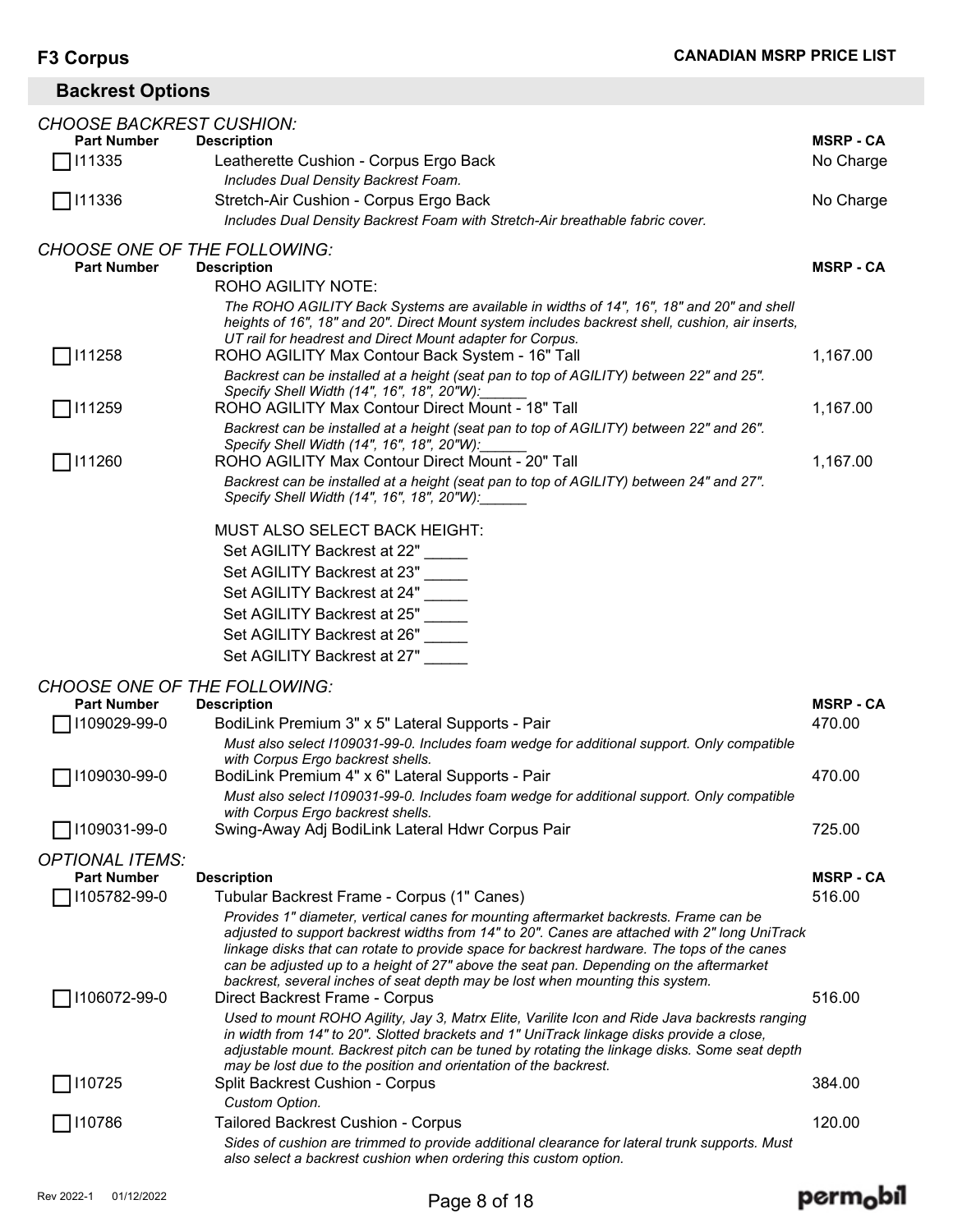## Backrest Options

*CHOOSE BACKREST CUSHION:*

| Part Number | Description | MSRP - CA |
|---|---|---|
| ☐ I11335 | Leatherette Cushion - Corpus Ergo Back<br>*Includes Dual Density Backrest Foam.* | No Charge |
| ☐ I11336 | Stretch-Air Cushion - Corpus Ergo Back<br>*Includes Dual Density Backrest Foam with Stretch-Air breathable fabric cover.* | No Charge |

*CHOOSE ONE OF THE FOLLOWING:*

| Part Number | Description | MSRP - CA |
|---|---|---|
| | ROHO AGILITY NOTE:<br>*The ROHO AGILITY Back Systems are available in widths of 14", 16", 18" and 20" and shell heights of 16", 18" and 20". Direct Mount system includes backrest shell, cushion, air inserts, UT rail for headrest and Direct Mount adapter for Corpus.* | |
| ☐ I11258 | ROHO AGILITY Max Contour Back System - 16" Tall<br>*Backrest can be installed at a height (seat pan to top of AGILITY) between 22" and 25". Specify Shell Width (14", 16", 18", 20"W):______* | 1,167.00 |
| ☐ I11259 | ROHO AGILITY Max Contour Direct Mount - 18" Tall<br>*Backrest can be installed at a height (seat pan to top of AGILITY) between 22" and 26". Specify Shell Width (14", 16", 18", 20"W):______* | 1,167.00 |
| ☐ I11260 | ROHO AGILITY Max Contour Direct Mount - 20" Tall<br>*Backrest can be installed at a height (seat pan to top of AGILITY) between 24" and 27". Specify Shell Width (14", 16", 18", 20"W):______* | 1,167.00 |

MUST ALSO SELECT BACK HEIGHT:

- Set AGILITY Backrest at 22" _____
- Set AGILITY Backrest at 23" _____
- Set AGILITY Backrest at 24" _____
- Set AGILITY Backrest at 25" _____
- Set AGILITY Backrest at 26" _____
- Set AGILITY Backrest at 27" _____

*CHOOSE ONE OF THE FOLLOWING:*

| Part Number | Description | MSRP - CA |
|---|---|---|
| ☐ I109029-99-0 | BodiLink Premium 3" x 5" Lateral Supports - Pair<br>*Must also select I109031-99-0. Includes foam wedge for additional support. Only compatible with Corpus Ergo backrest shells.* | 470.00 |
| ☐ I109030-99-0 | BodiLink Premium 4" x 6" Lateral Supports - Pair<br>*Must also select I109031-99-0. Includes foam wedge for additional support. Only compatible with Corpus Ergo backrest shells.* | 470.00 |
| ☐ I109031-99-0 | Swing-Away Adj BodiLink Lateral Hdwr Corpus Pair | 725.00 |

*OPTIONAL ITEMS:*

| Part Number | Description | MSRP - CA |
|---|---|---|
| ☐ I105782-99-0 | Tubular Backrest Frame - Corpus (1" Canes)<br>*Provides 1" diameter, vertical canes for mounting aftermarket backrests. Frame can be adjusted to support backrest widths from 14" to 20". Canes are attached with 2" long UniTrack linkage disks that can rotate to provide space for backrest hardware. The tops of the canes can be adjusted up to a height of 27" above the seat pan. Depending on the aftermarket backrest, several inches of seat depth may be lost when mounting this system.* | 516.00 |
| ☐ I106072-99-0 | Direct Backrest Frame - Corpus<br>*Used to mount ROHO Agility, Jay 3, Matrx Elite, Varilite Icon and Ride Java backrests ranging in width from 14" to 20". Slotted brackets and 1" UniTrack linkage disks provide a close, adjustable mount. Backrest pitch can be tuned by rotating the linkage disks. Some seat depth may be lost due to the position and orientation of the backrest.* | 516.00 |
| ☐ I10725 | Split Backrest Cushion - Corpus<br>*Custom Option.* | 384.00 |
| ☐ I10786 | Tailored Backrest Cushion - Corpus<br>*Sides of cushion are trimmed to provide additional clearance for lateral trunk supports. Must also select a backrest cushion when ordering this custom option.* | 120.00 |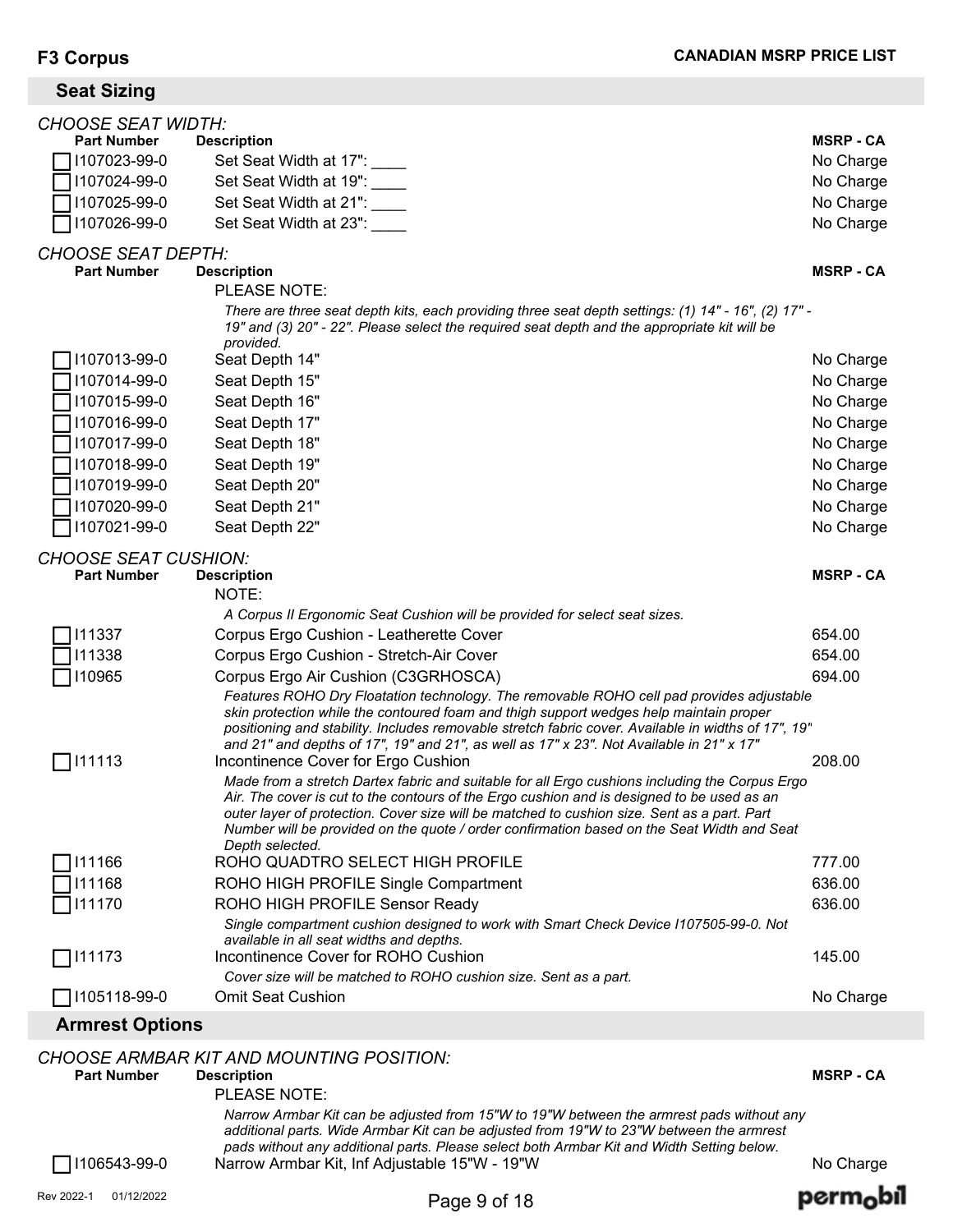## Seat Sizing

*CHOOSE SEAT WIDTH:*

| Part Number | Description | MSRP - CA |
|---|---|---|
| ☐ I107023-99-0 | Set Seat Width at 17": ____ | No Charge |
| ☐ I107024-99-0 | Set Seat Width at 19": ____ | No Charge |
| ☐ I107025-99-0 | Set Seat Width at 21": ____ | No Charge |
| ☐ I107026-99-0 | Set Seat Width at 23": ____ | No Charge |

*CHOOSE SEAT DEPTH:*

| Part Number | Description | MSRP - CA |
|---|---|---|
| | PLEASE NOTE:<br>*There are three seat depth kits, each providing three seat depth settings: (1) 14" - 16", (2) 17" - 19" and (3) 20" - 22". Please select the required seat depth and the appropriate kit will be provided.* | |
| ☐ I107013-99-0 | Seat Depth 14" | No Charge |
| ☐ I107014-99-0 | Seat Depth 15" | No Charge |
| ☐ I107015-99-0 | Seat Depth 16" | No Charge |
| ☐ I107016-99-0 | Seat Depth 17" | No Charge |
| ☐ I107017-99-0 | Seat Depth 18" | No Charge |
| ☐ I107018-99-0 | Seat Depth 19" | No Charge |
| ☐ I107019-99-0 | Seat Depth 20" | No Charge |
| ☐ I107020-99-0 | Seat Depth 21" | No Charge |
| ☐ I107021-99-0 | Seat Depth 22" | No Charge |

*CHOOSE SEAT CUSHION:*

| Part Number | Description | MSRP - CA |
|---|---|---|
| | NOTE:<br>*A Corpus II Ergonomic Seat Cushion will be provided for select seat sizes.* | |
| ☐ I11337 | Corpus Ergo Cushion - Leatherette Cover | 654.00 |
| ☐ I11338 | Corpus Ergo Cushion - Stretch-Air Cover | 654.00 |
| ☐ I10965 | Corpus Ergo Air Cushion (C3GRHOSCA)<br>*Features ROHO Dry Floatation technology. The removable ROHO cell pad provides adjustable skin protection while the contoured foam and thigh support wedges help maintain proper positioning and stability. Includes removable stretch fabric cover. Available in widths of 17", 19" and 21" and depths of 17", 19" and 21", as well as 17" x 23". Not Available in 21" x 17"* | 694.00 |
| ☐ I11113 | Incontinence Cover for Ergo Cushion<br>*Made from a stretch Dartex fabric and suitable for all Ergo cushions including the Corpus Ergo Air. The cover is cut to the contours of the Ergo cushion and is designed to be used as an outer layer of protection. Cover size will be matched to cushion size. Sent as a part. Part Number will be provided on the quote / order confirmation based on the Seat Width and Seat Depth selected.* | 208.00 |
| ☐ I11166 | ROHO QUADTRO SELECT HIGH PROFILE | 777.00 |
| ☐ I11168 | ROHO HIGH PROFILE Single Compartment | 636.00 |
| ☐ I11170 | ROHO HIGH PROFILE Sensor Ready<br>*Single compartment cushion designed to work with Smart Check Device I107505-99-0. Not available in all seat widths and depths.* | 636.00 |
| ☐ I11173 | Incontinence Cover for ROHO Cushion<br>*Cover size will be matched to ROHO cushion size. Sent as a part.* | 145.00 |
| ☐ I105118-99-0 | Omit Seat Cushion | No Charge |

## Armrest Options

*CHOOSE ARMBAR KIT AND MOUNTING POSITION:*

| Part Number | Description | MSRP - CA |
|---|---|---|
| | PLEASE NOTE:<br>*Narrow Armbar Kit can be adjusted from 15"W to 19"W between the armrest pads without any additional parts. Wide Armbar Kit can be adjusted from 19"W to 23"W between the armrest pads without any additional parts. Please select both Armbar Kit and Width Setting below.* | |
| ☐ I106543-99-0 | Narrow Armbar Kit, Inf Adjustable 15"W - 19"W | No Charge |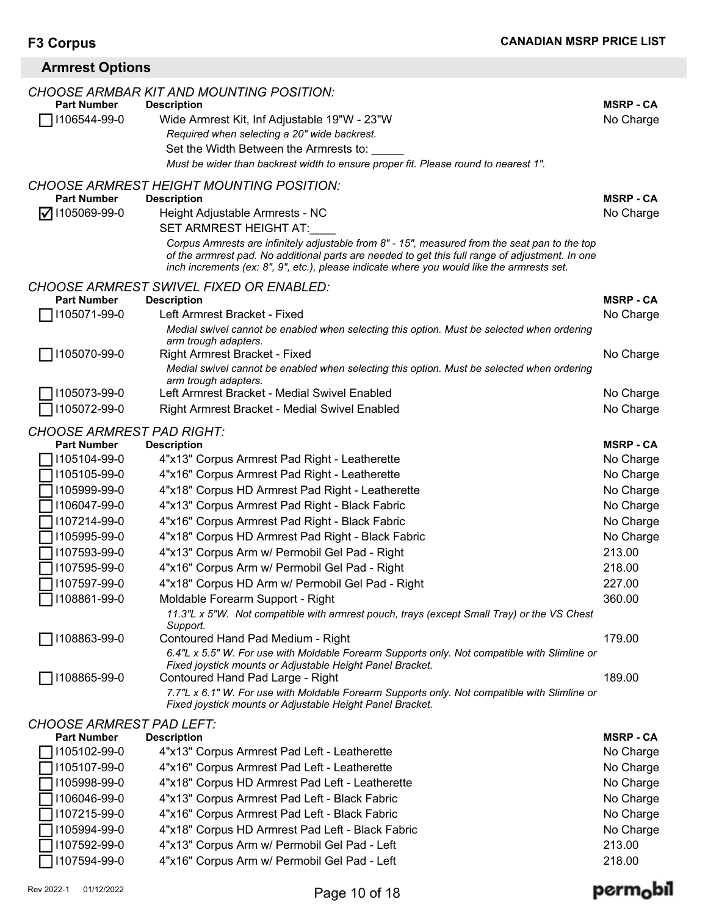**F3 Corpus** — **CANADIAN MSRP PRICE LIST**

## Armrest Options

*CHOOSE ARMBAR KIT AND MOUNTING POSITION:*

| | Part Number | Description | MSRP - CA |
|---|---|---|---|
| ☐ | I106544-99-0 | Wide Armrest Kit, Inf Adjustable 19"W - 23"W<br>*Required when selecting a 20" wide backrest.*<br>Set the Width Between the Armrests to: _____<br>*Must be wider than backrest width to ensure proper fit. Please round to nearest 1".* | No Charge |

*CHOOSE ARMREST HEIGHT MOUNTING POSITION:*

| | Part Number | Description | MSRP - CA |
|---|---|---|---|
| ☑ | I105069-99-0 | Height Adjustable Armrests - NC<br>SET ARMREST HEIGHT AT:____<br>*Corpus Armrests are infinitely adjustable from 8" - 15", measured from the seat pan to the top of the arrmrest pad. No additional parts are needed to get this full range of adjustment. In one inch increments (ex: 8", 9", etc.), please indicate where you would like the armrests set.* | No Charge |

*CHOOSE ARMREST SWIVEL FIXED OR ENABLED:*

| | Part Number | Description | MSRP - CA |
|---|---|---|---|
| ☐ | I105071-99-0 | Left Armrest Bracket - Fixed<br>*Medial swivel cannot be enabled when selecting this option. Must be selected when ordering arm trough adapters.* | No Charge |
| ☐ | I105070-99-0 | Right Armrest Bracket - Fixed<br>*Medial swivel cannot be enabled when selecting this option. Must be selected when ordering arm trough adapters.* | No Charge |
| ☐ | I105073-99-0 | Left Armrest Bracket - Medial Swivel Enabled | No Charge |
| ☐ | I105072-99-0 | Right Armrest Bracket - Medial Swivel Enabled | No Charge |

*CHOOSE ARMREST PAD RIGHT:*

| | Part Number | Description | MSRP - CA |
|---|---|---|---|
| ☐ | I105104-99-0 | 4"x13" Corpus Armrest Pad Right - Leatherette | No Charge |
| ☐ | I105105-99-0 | 4"x16" Corpus Armrest Pad Right - Leatherette | No Charge |
| ☐ | I105999-99-0 | 4"x18" Corpus HD Armrest Pad Right - Leatherette | No Charge |
| ☐ | I106047-99-0 | 4"x13" Corpus Armrest Pad Right - Black Fabric | No Charge |
| ☐ | I107214-99-0 | 4"x16" Corpus Armrest Pad Right - Black Fabric | No Charge |
| ☐ | I105995-99-0 | 4"x18" Corpus HD Armrest Pad Right - Black Fabric | No Charge |
| ☐ | I107593-99-0 | 4"x13" Corpus Arm w/ Permobil Gel Pad - Right | 213.00 |
| ☐ | I107595-99-0 | 4"x16" Corpus Arm w/ Permobil Gel Pad - Right | 218.00 |
| ☐ | I107597-99-0 | 4"x18" Corpus HD Arm w/ Permobil Gel Pad - Right | 227.00 |
| ☐ | I108861-99-0 | Moldable Forearm Support - Right<br>*11.3"L x 5"W. Not compatible with armrest pouch, trays (except Small Tray) or the VS Chest Support.* | 360.00 |
| ☐ | I108863-99-0 | Contoured Hand Pad Medium - Right<br>*6.4"L x 5.5" W. For use with Moldable Forearm Supports only. Not compatible with Slimline or Fixed joystick mounts or Adjustable Height Panel Bracket.* | 179.00 |
| ☐ | I108865-99-0 | Contoured Hand Pad Large - Right<br>*7.7"L x 6.1" W. For use with Moldable Forearm Supports only. Not compatible with Slimline or Fixed joystick mounts or Adjustable Height Panel Bracket.* | 189.00 |

*CHOOSE ARMREST PAD LEFT:*

| | Part Number | Description | MSRP - CA |
|---|---|---|---|
| ☐ | I105102-99-0 | 4"x13" Corpus Armrest Pad Left - Leatherette | No Charge |
| ☐ | I105107-99-0 | 4"x16" Corpus Armrest Pad Left - Leatherette | No Charge |
| ☐ | I105998-99-0 | 4"x18" Corpus HD Armrest Pad Left - Leatherette | No Charge |
| ☐ | I106046-99-0 | 4"x13" Corpus Armrest Pad Left - Black Fabric | No Charge |
| ☐ | I107215-99-0 | 4"x16" Corpus Armrest Pad Left - Black Fabric | No Charge |
| ☐ | I105994-99-0 | 4"x18" Corpus HD Armrest Pad Left - Black Fabric | No Charge |
| ☐ | I107592-99-0 | 4"x13" Corpus Arm w/ Permobil Gel Pad - Left | 213.00 |
| ☐ | I107594-99-0 | 4"x16" Corpus Arm w/ Permobil Gel Pad - Left | 218.00 |

Rev 2022-1 01/12/2022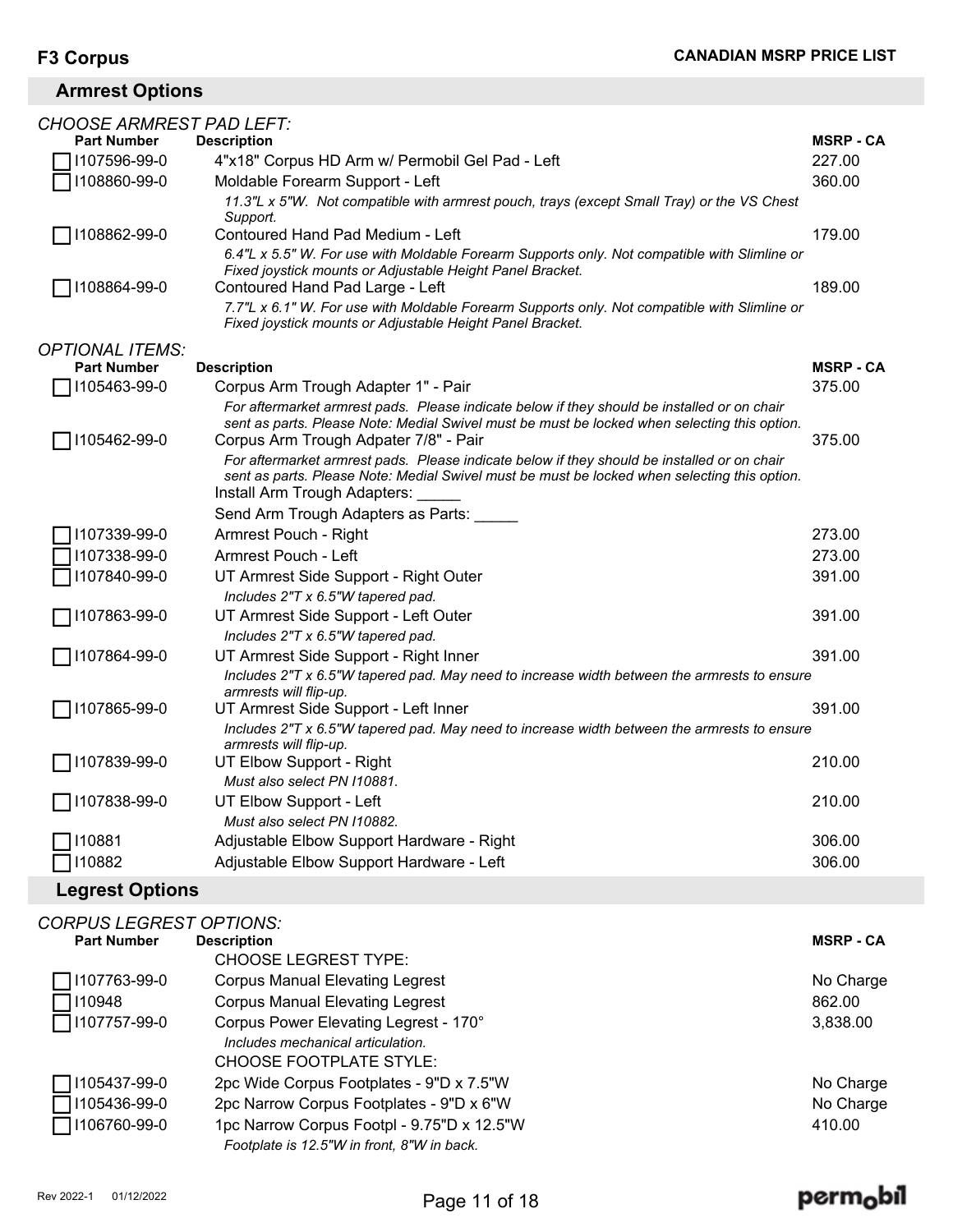## Armrest Options

*CHOOSE ARMREST PAD LEFT:*

| Part Number | Description | MSRP - CA |
|---|---|---|
| ☐ I107596-99-0 | 4"x18" Corpus HD Arm w/ Permobil Gel Pad - Left | 227.00 |
| ☐ I108860-99-0 | Moldable Forearm Support - Left<br>*11.3"L x 5"W. Not compatible with armrest pouch, trays (except Small Tray) or the VS Chest Support.* | 360.00 |
| ☐ I108862-99-0 | Contoured Hand Pad Medium - Left<br>*6.4"L x 5.5" W. For use with Moldable Forearm Supports only. Not compatible with Slimline or Fixed joystick mounts or Adjustable Height Panel Bracket.* | 179.00 |
| ☐ I108864-99-0 | Contoured Hand Pad Large - Left<br>*7.7"L x 6.1" W. For use with Moldable Forearm Supports only. Not compatible with Slimline or Fixed joystick mounts or Adjustable Height Panel Bracket.* | 189.00 |

*OPTIONAL ITEMS:*

| Part Number | Description | MSRP - CA |
|---|---|---|
| ☐ I105463-99-0 | Corpus Arm Trough Adapter 1" - Pair<br>*For aftermarket armrest pads. Please indicate below if they should be installed or on chair sent as parts. Please Note: Medial Swivel must be must be locked when selecting this option.* | 375.00 |
| ☐ I105462-99-0 | Corpus Arm Trough Adpater 7/8" - Pair<br>*For aftermarket armrest pads. Please indicate below if they should be installed or on chair sent as parts. Please Note: Medial Swivel must be must be locked when selecting this option.*<br>Install Arm Trough Adapters: _____<br>Send Arm Trough Adapters as Parts: _____ | 375.00 |
| ☐ I107339-99-0 | Armrest Pouch - Right | 273.00 |
| ☐ I107338-99-0 | Armrest Pouch - Left | 273.00 |
| ☐ I107840-99-0 | UT Armrest Side Support - Right Outer<br>*Includes 2"T x 6.5"W tapered pad.* | 391.00 |
| ☐ I107863-99-0 | UT Armrest Side Support - Left Outer<br>*Includes 2"T x 6.5"W tapered pad.* | 391.00 |
| ☐ I107864-99-0 | UT Armrest Side Support - Right Inner<br>*Includes 2"T x 6.5"W tapered pad. May need to increase width between the armrests to ensure armrests will flip-up.* | 391.00 |
| ☐ I107865-99-0 | UT Armrest Side Support - Left Inner<br>*Includes 2"T x 6.5"W tapered pad. May need to increase width between the armrests to ensure armrests will flip-up.* | 391.00 |
| ☐ I107839-99-0 | UT Elbow Support - Right<br>*Must also select PN I10881.* | 210.00 |
| ☐ I107838-99-0 | UT Elbow Support - Left<br>*Must also select PN I10882.* | 210.00 |
| ☐ I10881 | Adjustable Elbow Support Hardware - Right | 306.00 |
| ☐ I10882 | Adjustable Elbow Support Hardware - Left | 306.00 |

## Legrest Options

*CORPUS LEGREST OPTIONS:*

| Part Number | Description | MSRP - CA |
|---|---|---|
| | CHOOSE LEGREST TYPE: | |
| ☐ I107763-99-0 | Corpus Manual Elevating Legrest | No Charge |
| ☐ I10948 | Corpus Manual Elevating Legrest | 862.00 |
| ☐ I107757-99-0 | Corpus Power Elevating Legrest - 170°<br>*Includes mechanical articulation.* | 3,838.00 |
| | CHOOSE FOOTPLATE STYLE: | |
| ☐ I105437-99-0 | 2pc Wide Corpus Footplates - 9"D x 7.5"W | No Charge |
| ☐ I105436-99-0 | 2pc Narrow Corpus Footplates - 9"D x 6"W | No Charge |
| ☐ I106760-99-0 | 1pc Narrow Corpus Footpl - 9.75"D x 12.5"W<br>*Footplate is 12.5"W in front, 8"W in back.* | 410.00 |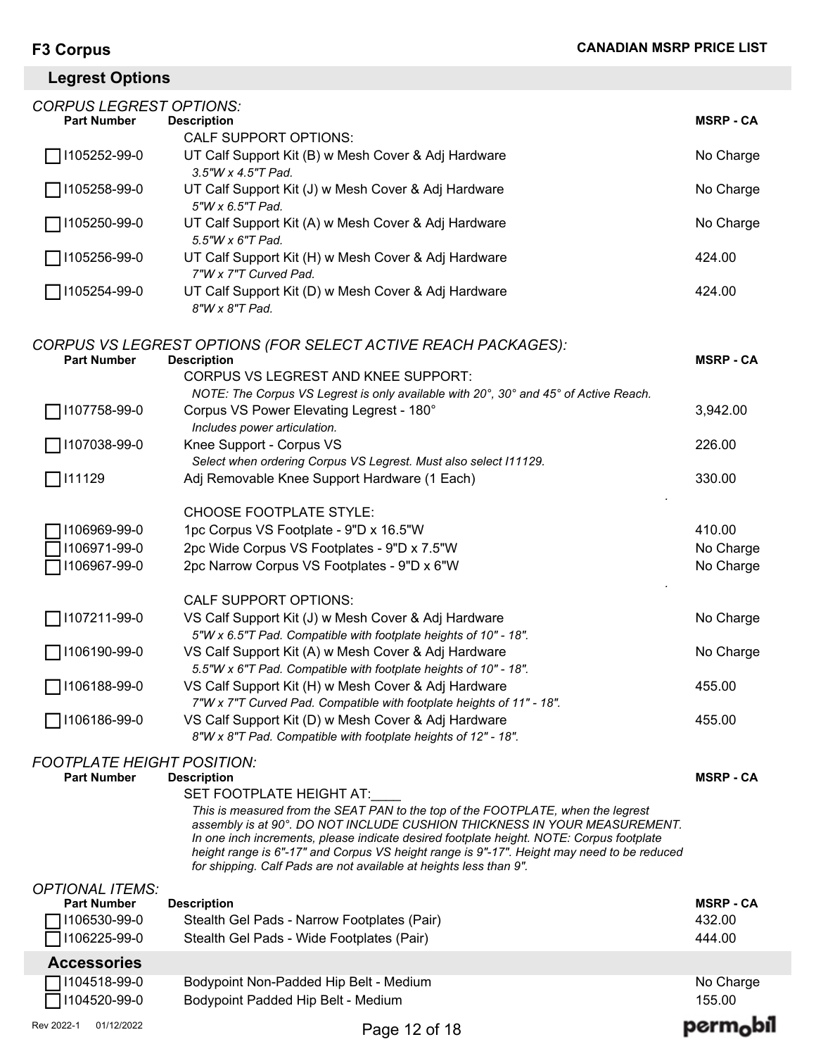## Legrest Options

*CORPUS LEGREST OPTIONS:*

| Part Number | Description | MSRP - CA |
|---|---|---|
| | CALF SUPPORT OPTIONS: | |
| ☐ I105252-99-0 | UT Calf Support Kit (B) w Mesh Cover & Adj Hardware<br>*3.5"W x 4.5"T Pad.* | No Charge |
| ☐ I105258-99-0 | UT Calf Support Kit (J) w Mesh Cover & Adj Hardware<br>*5"W x 6.5"T Pad.* | No Charge |
| ☐ I105250-99-0 | UT Calf Support Kit (A) w Mesh Cover & Adj Hardware<br>*5.5"W x 6"T Pad.* | No Charge |
| ☐ I105256-99-0 | UT Calf Support Kit (H) w Mesh Cover & Adj Hardware<br>*7"W x 7"T Curved Pad.* | 424.00 |
| ☐ I105254-99-0 | UT Calf Support Kit (D) w Mesh Cover & Adj Hardware<br>*8"W x 8"T Pad.* | 424.00 |

*CORPUS VS LEGREST OPTIONS (FOR SELECT ACTIVE REACH PACKAGES):*

| Part Number | Description | MSRP - CA |
|---|---|---|
| | CORPUS VS LEGREST AND KNEE SUPPORT:<br>*NOTE: The Corpus VS Legrest is only available with 20°, 30° and 45° of Active Reach.* | |
| ☐ I107758-99-0 | Corpus VS Power Elevating Legrest - 180°<br>*Includes power articulation.* | 3,942.00 |
| ☐ I107038-99-0 | Knee Support - Corpus VS<br>*Select when ordering Corpus VS Legrest. Must also select I11129.* | 226.00 |
| ☐ I11129 | Adj Removable Knee Support Hardware (1 Each) | 330.00 |
| | CHOOSE FOOTPLATE STYLE: | |
| ☐ I106969-99-0 | 1pc Corpus VS Footplate - 9"D x 16.5"W | 410.00 |
| ☐ I106971-99-0 | 2pc Wide Corpus VS Footplates - 9"D x 7.5"W | No Charge |
| ☐ I106967-99-0 | 2pc Narrow Corpus VS Footplates - 9"D x 6"W | No Charge |
| | CALF SUPPORT OPTIONS: | |
| ☐ I107211-99-0 | VS Calf Support Kit (J) w Mesh Cover & Adj Hardware<br>*5"W x 6.5"T Pad. Compatible with footplate heights of 10" - 18".* | No Charge |
| ☐ I106190-99-0 | VS Calf Support Kit (A) w Mesh Cover & Adj Hardware<br>*5.5"W x 6"T Pad. Compatible with footplate heights of 10" - 18".* | No Charge |
| ☐ I106188-99-0 | VS Calf Support Kit (H) w Mesh Cover & Adj Hardware<br>*7"W x 7"T Curved Pad. Compatible with footplate heights of 11" - 18".* | 455.00 |
| ☐ I106186-99-0 | VS Calf Support Kit (D) w Mesh Cover & Adj Hardware<br>*8"W x 8"T Pad. Compatible with footplate heights of 12" - 18".* | 455.00 |

*FOOTPLATE HEIGHT POSITION:*

| Part Number | Description | MSRP - CA |
|---|---|---|
| | SET FOOTPLATE HEIGHT AT:____<br>*This is measured from the SEAT PAN to the top of the FOOTPLATE, when the legrest assembly is at 90°. DO NOT INCLUDE CUSHION THICKNESS IN YOUR MEASUREMENT. In one inch increments, please indicate desired footplate height. NOTE: Corpus footplate height range is 6"-17" and Corpus VS height range is 9"-17". Height may need to be reduced for shipping. Calf Pads are not available at heights less than 9".* | |

*OPTIONAL ITEMS:*

| Part Number | Description | MSRP - CA |
|---|---|---|
| ☐ I106530-99-0 | Stealth Gel Pads - Narrow Footplates (Pair) | 432.00 |
| ☐ I106225-99-0 | Stealth Gel Pads - Wide Footplates (Pair) | 444.00 |

## Accessories

| Part Number | Description | MSRP - CA |
|---|---|---|
| ☐ I104518-99-0 | Bodypoint Non-Padded Hip Belt - Medium | No Charge |
| ☐ I104520-99-0 | Bodypoint Padded Hip Belt - Medium | 155.00 |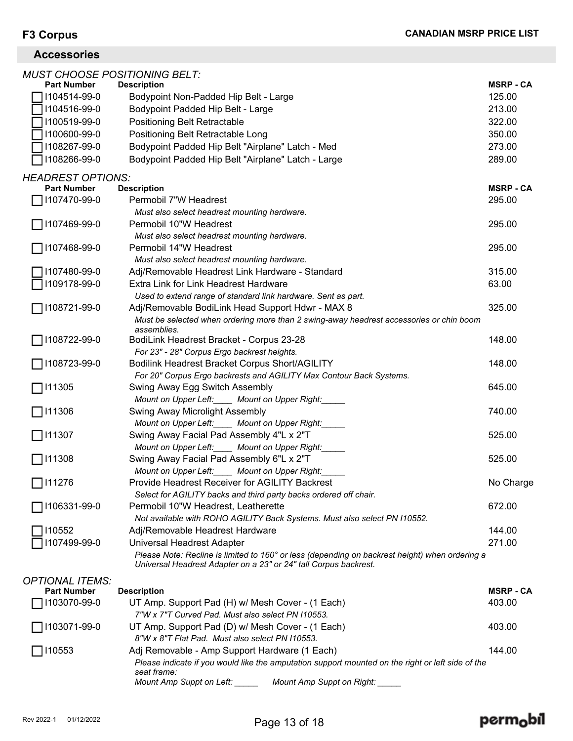**F3 Corpus** **CANADIAN MSRP PRICE LIST**

## Accessories

### *MUST CHOOSE POSITIONING BELT:*

| Part Number | Description | MSRP - CA |
|---|---|---|
| ☐ I104514-99-0 | Bodypoint Non-Padded Hip Belt - Large | 125.00 |
| ☐ I104516-99-0 | Bodypoint Padded Hip Belt - Large | 213.00 |
| ☐ I100519-99-0 | Positioning Belt Retractable | 322.00 |
| ☐ I100600-99-0 | Positioning Belt Retractable Long | 350.00 |
| ☐ I108267-99-0 | Bodypoint Padded Hip Belt "Airplane" Latch - Med | 273.00 |
| ☐ I108266-99-0 | Bodypoint Padded Hip Belt "Airplane" Latch - Large | 289.00 |

### *HEADREST OPTIONS:*

| Part Number | Description | MSRP - CA |
|---|---|---|
| ☐ I107470-99-0 | Permobil 7"W Headrest<br>*Must also select headrest mounting hardware.* | 295.00 |
| ☐ I107469-99-0 | Permobil 10"W Headrest<br>*Must also select headrest mounting hardware.* | 295.00 |
| ☐ I107468-99-0 | Permobil 14"W Headrest<br>*Must also select headrest mounting hardware.* | 295.00 |
| ☐ I107480-99-0 | Adj/Removable Headrest Link Hardware - Standard | 315.00 |
| ☐ I109178-99-0 | Extra Link for Link Headrest Hardware<br>*Used to extend range of standard link hardware. Sent as part.* | 63.00 |
| ☐ I108721-99-0 | Adj/Removable BodiLink Head Support Hdwr - MAX 8<br>*Must be selected when ordering more than 2 swing-away headrest accessories or chin boom assemblies.* | 325.00 |
| ☐ I108722-99-0 | BodiLink Headrest Bracket - Corpus 23-28<br>*For 23" - 28" Corpus Ergo backrest heights.* | 148.00 |
| ☐ I108723-99-0 | Bodilink Headrest Bracket Corpus Short/AGILITY<br>*For 20" Corpus Ergo backrests and AGILITY Max Contour Back Systems.* | 148.00 |
| ☐ I11305 | Swing Away Egg Switch Assembly<br>*Mount on Upper Left:____ Mount on Upper Right:_____* | 645.00 |
| ☐ I11306 | Swing Away Microlight Assembly<br>*Mount on Upper Left:____ Mount on Upper Right:_____* | 740.00 |
| ☐ I11307 | Swing Away Facial Pad Assembly 4"L x 2"T<br>*Mount on Upper Left:____ Mount on Upper Right:_____* | 525.00 |
| ☐ I11308 | Swing Away Facial Pad Assembly 6"L x 2"T<br>*Mount on Upper Left:____ Mount on Upper Right:_____* | 525.00 |
| ☐ I11276 | Provide Headrest Receiver for AGILITY Backrest<br>*Select for AGILITY backs and third party backs ordered off chair.* | No Charge |
| ☐ I106331-99-0 | Permobil 10"W Headrest, Leatherette<br>*Not available with ROHO AGILITY Back Systems. Must also select PN I10552.* | 672.00 |
| ☐ I10552 | Adj/Removable Headrest Hardware | 144.00 |
| ☐ I107499-99-0 | Universal Headrest Adapter<br>*Please Note: Recline is limited to 160° or less (depending on backrest height) when ordering a Universal Headrest Adapter on a 23" or 24" tall Corpus backrest.* | 271.00 |

### *OPTIONAL ITEMS:*

| Part Number | Description | MSRP - CA |
|---|---|---|
| ☐ I103070-99-0 | UT Amp. Support Pad (H) w/ Mesh Cover - (1 Each)<br>*7"W x 7"T Curved Pad. Must also select PN I10553.* | 403.00 |
| ☐ I103071-99-0 | UT Amp. Support Pad (D) w/ Mesh Cover - (1 Each)<br>*8"W x 8"T Flat Pad. Must also select PN I10553.* | 403.00 |
| ☐ I10553 | Adj Removable - Amp Support Hardware (1 Each)<br>*Please indicate if you would like the amputation support mounted on the right or left side of the seat frame:*<br>*Mount Amp Suppt on Left: _____ Mount Amp Suppt on Right: _____* | 144.00 |

Rev 2022-1 01/12/2022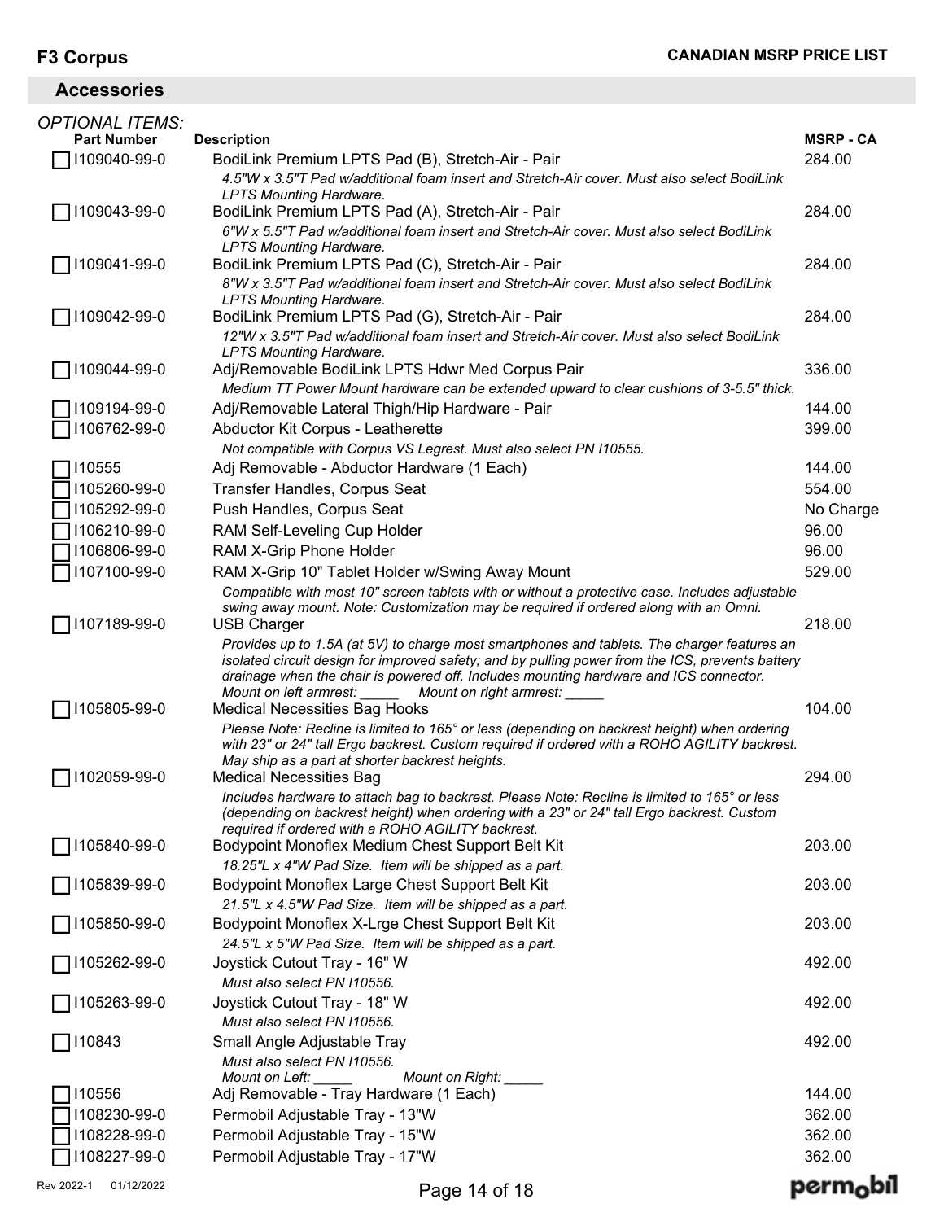# F3 Corpus

**CANADIAN MSRP PRICE LIST**

## Accessories

*OPTIONAL ITEMS:*

| Part Number | Description | MSRP - CA |
|---|---|---|
| ☐ I109040-99-0 | BodiLink Premium LPTS Pad (B), Stretch-Air - Pair<br>*4.5"W x 3.5"T Pad w/additional foam insert and Stretch-Air cover. Must also select BodiLink LPTS Mounting Hardware.* | 284.00 |
| ☐ I109043-99-0 | BodiLink Premium LPTS Pad (A), Stretch-Air - Pair<br>*6"W x 5.5"T Pad w/additional foam insert and Stretch-Air cover. Must also select BodiLink LPTS Mounting Hardware.* | 284.00 |
| ☐ I109041-99-0 | BodiLink Premium LPTS Pad (C), Stretch-Air - Pair<br>*8"W x 3.5"T Pad w/additional foam insert and Stretch-Air cover. Must also select BodiLink LPTS Mounting Hardware.* | 284.00 |
| ☐ I109042-99-0 | BodiLink Premium LPTS Pad (G), Stretch-Air - Pair<br>*12"W x 3.5"T Pad w/additional foam insert and Stretch-Air cover. Must also select BodiLink LPTS Mounting Hardware.* | 284.00 |
| ☐ I109044-99-0 | Adj/Removable BodiLink LPTS Hdwr Med Corpus Pair<br>*Medium TT Power Mount hardware can be extended upward to clear cushions of 3-5.5" thick.* | 336.00 |
| ☐ I109194-99-0 | Adj/Removable Lateral Thigh/Hip Hardware - Pair | 144.00 |
| ☐ I106762-99-0 | Abductor Kit Corpus - Leatherette<br>*Not compatible with Corpus VS Legrest. Must also select PN I10555.* | 399.00 |
| ☐ I10555 | Adj Removable - Abductor Hardware (1 Each) | 144.00 |
| ☐ I105260-99-0 | Transfer Handles, Corpus Seat | 554.00 |
| ☐ I105292-99-0 | Push Handles, Corpus Seat | No Charge |
| ☐ I106210-99-0 | RAM Self-Leveling Cup Holder | 96.00 |
| ☐ I106806-99-0 | RAM X-Grip Phone Holder | 96.00 |
| ☐ I107100-99-0 | RAM X-Grip 10" Tablet Holder w/Swing Away Mount<br>*Compatible with most 10" screen tablets with or without a protective case. Includes adjustable swing away mount. Note: Customization may be required if ordered along with an Omni.* | 529.00 |
| ☐ I107189-99-0 | USB Charger<br>*Provides up to 1.5A (at 5V) to charge most smartphones and tablets. The charger features an isolated circuit design for improved safety; and by pulling power from the ICS, prevents battery drainage when the chair is powered off. Includes mounting hardware and ICS connector.*<br>*Mount on left armrest: _____ Mount on right armrest: _____* | 218.00 |
| ☐ I105805-99-0 | Medical Necessities Bag Hooks<br>*Please Note: Recline is limited to 165° or less (depending on backrest height) when ordering with 23" or 24" tall Ergo backrest. Custom required if ordered with a ROHO AGILITY backrest. May ship as a part at shorter backrest heights.* | 104.00 |
| ☐ I102059-99-0 | Medical Necessities Bag<br>*Includes hardware to attach bag to backrest. Please Note: Recline is limited to 165° or less (depending on backrest height) when ordering with a 23" or 24" tall Ergo backrest. Custom required if ordered with a ROHO AGILITY backrest.* | 294.00 |
| ☐ I105840-99-0 | Bodypoint Monoflex Medium Chest Support Belt Kit<br>*18.25"L x 4"W Pad Size. Item will be shipped as a part.* | 203.00 |
| ☐ I105839-99-0 | Bodypoint Monoflex Large Chest Support Belt Kit<br>*21.5"L x 4.5"W Pad Size. Item will be shipped as a part.* | 203.00 |
| ☐ I105850-99-0 | Bodypoint Monoflex X-Lrge Chest Support Belt Kit<br>*24.5"L x 5"W Pad Size. Item will be shipped as a part.* | 203.00 |
| ☐ I105262-99-0 | Joystick Cutout Tray - 16" W<br>*Must also select PN I10556.* | 492.00 |
| ☐ I105263-99-0 | Joystick Cutout Tray - 18" W<br>*Must also select PN I10556.* | 492.00 |
| ☐ I10843 | Small Angle Adjustable Tray<br>*Must also select PN I10556.*<br>*Mount on Left: _____ Mount on Right: _____* | 492.00 |
| ☐ I10556 | Adj Removable - Tray Hardware (1 Each) | 144.00 |
| ☐ I108230-99-0 | Permobil Adjustable Tray - 13"W | 362.00 |
| ☐ I108228-99-0 | Permobil Adjustable Tray - 15"W | 362.00 |
| ☐ I108227-99-0 | Permobil Adjustable Tray - 17"W | 362.00 |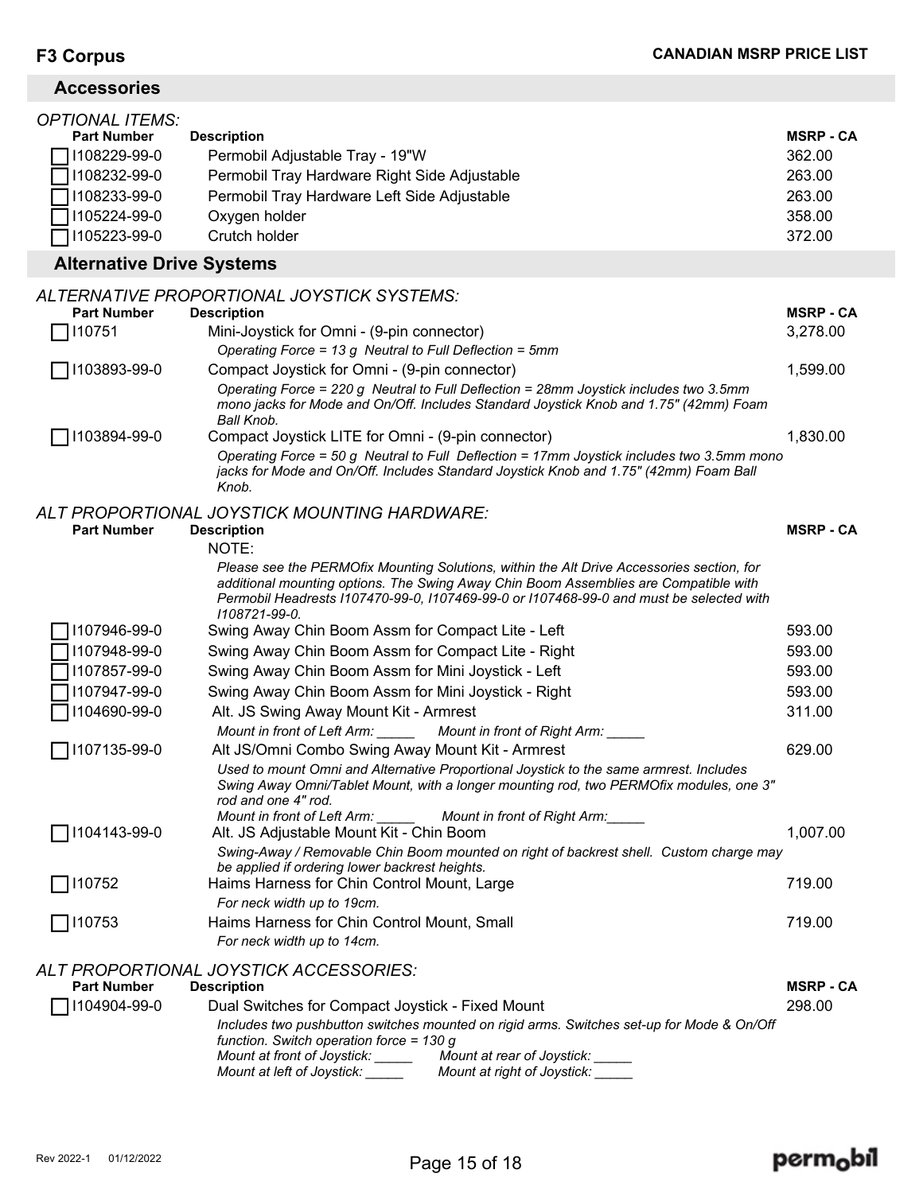# F3 Corpus

**CANADIAN MSRP PRICE LIST**

## Accessories

*OPTIONAL ITEMS:*

| Part Number | Description | MSRP - CA |
|---|---|---|
| ☐ I108229-99-0 | Permobil Adjustable Tray - 19"W | 362.00 |
| ☐ I108232-99-0 | Permobil Tray Hardware Right Side Adjustable | 263.00 |
| ☐ I108233-99-0 | Permobil Tray Hardware Left Side Adjustable | 263.00 |
| ☐ I105224-99-0 | Oxygen holder | 358.00 |
| ☐ I105223-99-0 | Crutch holder | 372.00 |

## Alternative Drive Systems

*ALTERNATIVE PROPORTIONAL JOYSTICK SYSTEMS:*

| Part Number | Description | MSRP - CA |
|---|---|---|
| ☐ I10751 | Mini-Joystick for Omni - (9-pin connector)<br>*Operating Force = 13 g Neutral to Full Deflection = 5mm* | 3,278.00 |
| ☐ I103893-99-0 | Compact Joystick for Omni - (9-pin connector)<br>*Operating Force = 220 g Neutral to Full Deflection = 28mm Joystick includes two 3.5mm mono jacks for Mode and On/Off. Includes Standard Joystick Knob and 1.75" (42mm) Foam Ball Knob.* | 1,599.00 |
| ☐ I103894-99-0 | Compact Joystick LITE for Omni - (9-pin connector)<br>*Operating Force = 50 g Neutral to Full Deflection = 17mm Joystick includes two 3.5mm mono jacks for Mode and On/Off. Includes Standard Joystick Knob and 1.75" (42mm) Foam Ball Knob.* | 1,830.00 |

*ALT PROPORTIONAL JOYSTICK MOUNTING HARDWARE:*

| Part Number | Description | MSRP - CA |
|---|---|---|
| | NOTE:<br>*Please see the PERMOfix Mounting Solutions, within the Alt Drive Accessories section, for additional mounting options. The Swing Away Chin Boom Assemblies are Compatible with Permobil Headrests I107470-99-0, I107469-99-0 or I107468-99-0 and must be selected with I108721-99-0.* | |
| ☐ I107946-99-0 | Swing Away Chin Boom Assm for Compact Lite - Left | 593.00 |
| ☐ I107948-99-0 | Swing Away Chin Boom Assm for Compact Lite - Right | 593.00 |
| ☐ I107857-99-0 | Swing Away Chin Boom Assm for Mini Joystick - Left | 593.00 |
| ☐ I107947-99-0 | Swing Away Chin Boom Assm for Mini Joystick - Right | 593.00 |
| ☐ I104690-99-0 | Alt. JS Swing Away Mount Kit - Armrest<br>*Mount in front of Left Arm: _____ Mount in front of Right Arm: _____* | 311.00 |
| ☐ I107135-99-0 | Alt JS/Omni Combo Swing Away Mount Kit - Armrest<br>*Used to mount Omni and Alternative Proportional Joystick to the same armrest. Includes Swing Away Omni/Tablet Mount, with a longer mounting rod, two PERMOfix modules, one 3" rod and one 4" rod.*<br>*Mount in front of Left Arm: _____ Mount in front of Right Arm:_____* | 629.00 |
| ☐ I104143-99-0 | Alt. JS Adjustable Mount Kit - Chin Boom<br>*Swing-Away / Removable Chin Boom mounted on right of backrest shell. Custom charge may be applied if ordering lower backrest heights.* | 1,007.00 |
| ☐ I10752 | Haims Harness for Chin Control Mount, Large<br>*For neck width up to 19cm.* | 719.00 |
| ☐ I10753 | Haims Harness for Chin Control Mount, Small<br>*For neck width up to 14cm.* | 719.00 |

*ALT PROPORTIONAL JOYSTICK ACCESSORIES:*

| Part Number | Description | MSRP - CA |
|---|---|---|
| ☐ I104904-99-0 | Dual Switches for Compact Joystick - Fixed Mount<br>*Includes two pushbutton switches mounted on rigid arms. Switches set-up for Mode & On/Off function. Switch operation force = 130 g*<br>*Mount at front of Joystick: _____ Mount at rear of Joystick: _____*<br>*Mount at left of Joystick: _____ Mount at right of Joystick: _____* | 298.00 |

Rev 2022-1 01/12/2022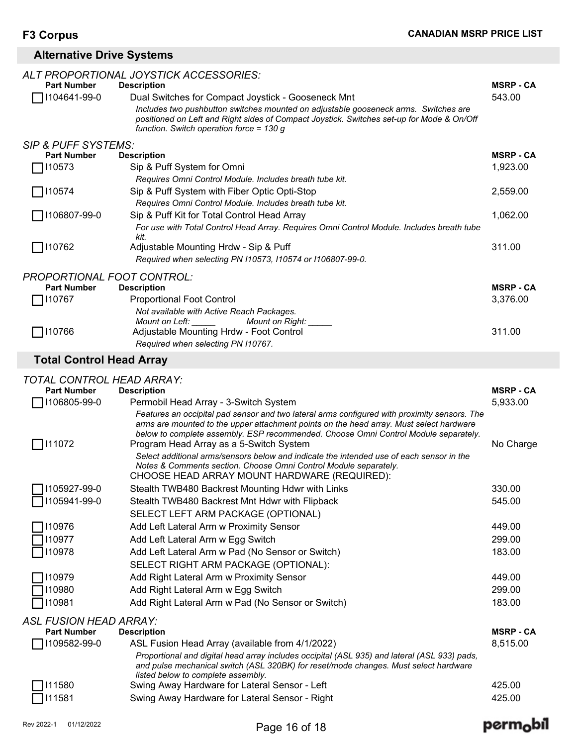## Alternative Drive Systems

### *ALT PROPORTIONAL JOYSTICK ACCESSORIES:*

| Part Number | Description | MSRP - CA |
| --- | --- | --- |
| ☐ I104641-99-0 | Dual Switches for Compact Joystick - Gooseneck Mnt<br>*Includes two pushbutton switches mounted on adjustable gooseneck arms. Switches are positioned on Left and Right sides of Compact Joystick. Switches set-up for Mode & On/Off function. Switch operation force = 130 g* | 543.00 |

### *SIP & PUFF SYSTEMS:*

| Part Number | Description | MSRP - CA |
| --- | --- | --- |
| ☐ I10573 | Sip & Puff System for Omni<br>*Requires Omni Control Module. Includes breath tube kit.* | 1,923.00 |
| ☐ I10574 | Sip & Puff System with Fiber Optic Opti-Stop<br>*Requires Omni Control Module. Includes breath tube kit.* | 2,559.00 |
| ☐ I106807-99-0 | Sip & Puff Kit for Total Control Head Array<br>*For use with Total Control Head Array. Requires Omni Control Module. Includes breath tube kit.* | 1,062.00 |
| ☐ I10762 | Adjustable Mounting Hrdw - Sip & Puff<br>*Required when selecting PN I10573, I10574 or I106807-99-0.* | 311.00 |

### *PROPORTIONAL FOOT CONTROL:*

| Part Number | Description | MSRP - CA |
| --- | --- | --- |
| ☐ I10767 | Proportional Foot Control<br>*Not available with Active Reach Packages.*<br>*Mount on Left: _____ Mount on Right: _____* | 3,376.00 |
| ☐ I10766 | Adjustable Mounting Hrdw - Foot Control<br>*Required when selecting PN I10767.* | 311.00 |

## Total Control Head Array

### *TOTAL CONTROL HEAD ARRAY:*

| Part Number | Description | MSRP - CA |
| --- | --- | --- |
| ☐ I106805-99-0 | Permobil Head Array - 3-Switch System<br>*Features an occipital pad sensor and two lateral arms configured with proximity sensors. The arms are mounted to the upper attachment points on the head array. Must select hardware below to complete assembly. ESP recommended. Choose Omni Control Module separately.* | 5,933.00 |
| ☐ I11072 | Program Head Array as a 5-Switch System<br>*Select additional arms/sensors below and indicate the intended use of each sensor in the Notes & Comments section. Choose Omni Control Module separately.* | No Charge |
| | CHOOSE HEAD ARRAY MOUNT HARDWARE (REQUIRED): | |
| ☐ I105927-99-0 | Stealth TWB480 Backrest Mounting Hdwr with Links | 330.00 |
| ☐ I105941-99-0 | Stealth TWB480 Backrest Mnt Hdwr with Flipback | 545.00 |
| | SELECT LEFT ARM PACKAGE (OPTIONAL) | |
| ☐ I10976 | Add Left Lateral Arm w Proximity Sensor | 449.00 |
| ☐ I10977 | Add Left Lateral Arm w Egg Switch | 299.00 |
| ☐ I10978 | Add Left Lateral Arm w Pad (No Sensor or Switch) | 183.00 |
| | SELECT RIGHT ARM PACKAGE (OPTIONAL): | |
| ☐ I10979 | Add Right Lateral Arm w Proximity Sensor | 449.00 |
| ☐ I10980 | Add Right Lateral Arm w Egg Switch | 299.00 |
| ☐ I10981 | Add Right Lateral Arm w Pad (No Sensor or Switch) | 183.00 |

### *ASL FUSION HEAD ARRAY:*

| Part Number | Description | MSRP - CA |
| --- | --- | --- |
| ☐ I109582-99-0 | ASL Fusion Head Array (available from 4/1/2022)<br>*Proportional and digital head array includes occipital (ASL 935) and lateral (ASL 933) pads, and pulse mechanical switch (ASL 320BK) for reset/mode changes. Must select hardware listed below to complete assembly.* | 8,515.00 |
| ☐ I11580 | Swing Away Hardware for Lateral Sensor - Left | 425.00 |
| ☐ I11581 | Swing Away Hardware for Lateral Sensor - Right | 425.00 |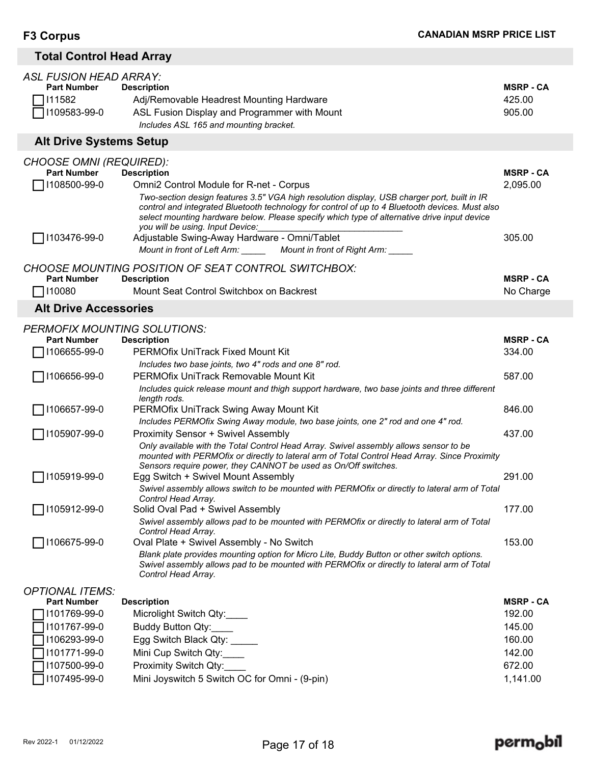## Total Control Head Array

*ASL FUSION HEAD ARRAY:*

| Part Number | Description | MSRP - CA |
|---|---|---|
| ☐ I11582 | Adj/Removable Headrest Mounting Hardware | 425.00 |
| ☐ I109583-99-0 | ASL Fusion Display and Programmer with Mount<br>*Includes ASL 165 and mounting bracket.* | 905.00 |

## Alt Drive Systems Setup

*CHOOSE OMNI (REQUIRED):*

| Part Number | Description | MSRP - CA |
|---|---|---|
| ☐ I108500-99-0 | Omni2 Control Module for R-net - Corpus<br>*Two-section design features 3.5" VGA high resolution display, USB charger port, built in IR control and integrated Bluetooth technology for control of up to 4 Bluetooth devices. Must also select mounting hardware below. Please specify which type of alternative drive input device you will be using. Input Device:_____________________________* | 2,095.00 |
| ☐ I103476-99-0 | Adjustable Swing-Away Hardware - Omni/Tablet<br>*Mount in front of Left Arm: _____ Mount in front of Right Arm: _____* | 305.00 |

*CHOOSE MOUNTING POSITION OF SEAT CONTROL SWITCHBOX:*

| Part Number | Description | MSRP - CA |
|---|---|---|
| ☐ I10080 | Mount Seat Control Switchbox on Backrest | No Charge |

## Alt Drive Accessories

*PERMOFIX MOUNTING SOLUTIONS:*

| Part Number | Description | MSRP - CA |
|---|---|---|
| ☐ I106655-99-0 | PERMOfix UniTrack Fixed Mount Kit<br>*Includes two base joints, two 4" rods and one 8" rod.* | 334.00 |
| ☐ I106656-99-0 | PERMOfix UniTrack Removable Mount Kit<br>*Includes quick release mount and thigh support hardware, two base joints and three different length rods.* | 587.00 |
| ☐ I106657-99-0 | PERMOfix UniTrack Swing Away Mount Kit<br>*Includes PERMOfix Swing Away module, two base joints, one 2" rod and one 4" rod.* | 846.00 |
| ☐ I105907-99-0 | Proximity Sensor + Swivel Assembly<br>*Only available with the Total Control Head Array. Swivel assembly allows sensor to be mounted with PERMOfix or directly to lateral arm of Total Control Head Array. Since Proximity Sensors require power, they CANNOT be used as On/Off switches.* | 437.00 |
| ☐ I105919-99-0 | Egg Switch + Swivel Mount Assembly<br>*Swivel assembly allows switch to be mounted with PERMOfix or directly to lateral arm of Total Control Head Array.* | 291.00 |
| ☐ I105912-99-0 | Solid Oval Pad + Swivel Assembly<br>*Swivel assembly allows pad to be mounted with PERMOfix or directly to lateral arm of Total Control Head Array.* | 177.00 |
| ☐ I106675-99-0 | Oval Plate + Swivel Assembly - No Switch<br>*Blank plate provides mounting option for Micro Lite, Buddy Button or other switch options. Swivel assembly allows pad to be mounted with PERMOfix or directly to lateral arm of Total Control Head Array.* | 153.00 |

*OPTIONAL ITEMS:*

| Part Number | Description | MSRP - CA |
|---|---|---|
| ☐ I101769-99-0 | Microlight Switch Qty:____ | 192.00 |
| ☐ I101767-99-0 | Buddy Button Qty:____ | 145.00 |
| ☐ I106293-99-0 | Egg Switch Black Qty: _____ | 160.00 |
| ☐ I101771-99-0 | Mini Cup Switch Qty:____ | 142.00 |
| ☐ I107500-99-0 | Proximity Switch Qty:____ | 672.00 |
| ☐ I107495-99-0 | Mini Joyswitch 5 Switch OC for Omni - (9-pin) | 1,141.00 |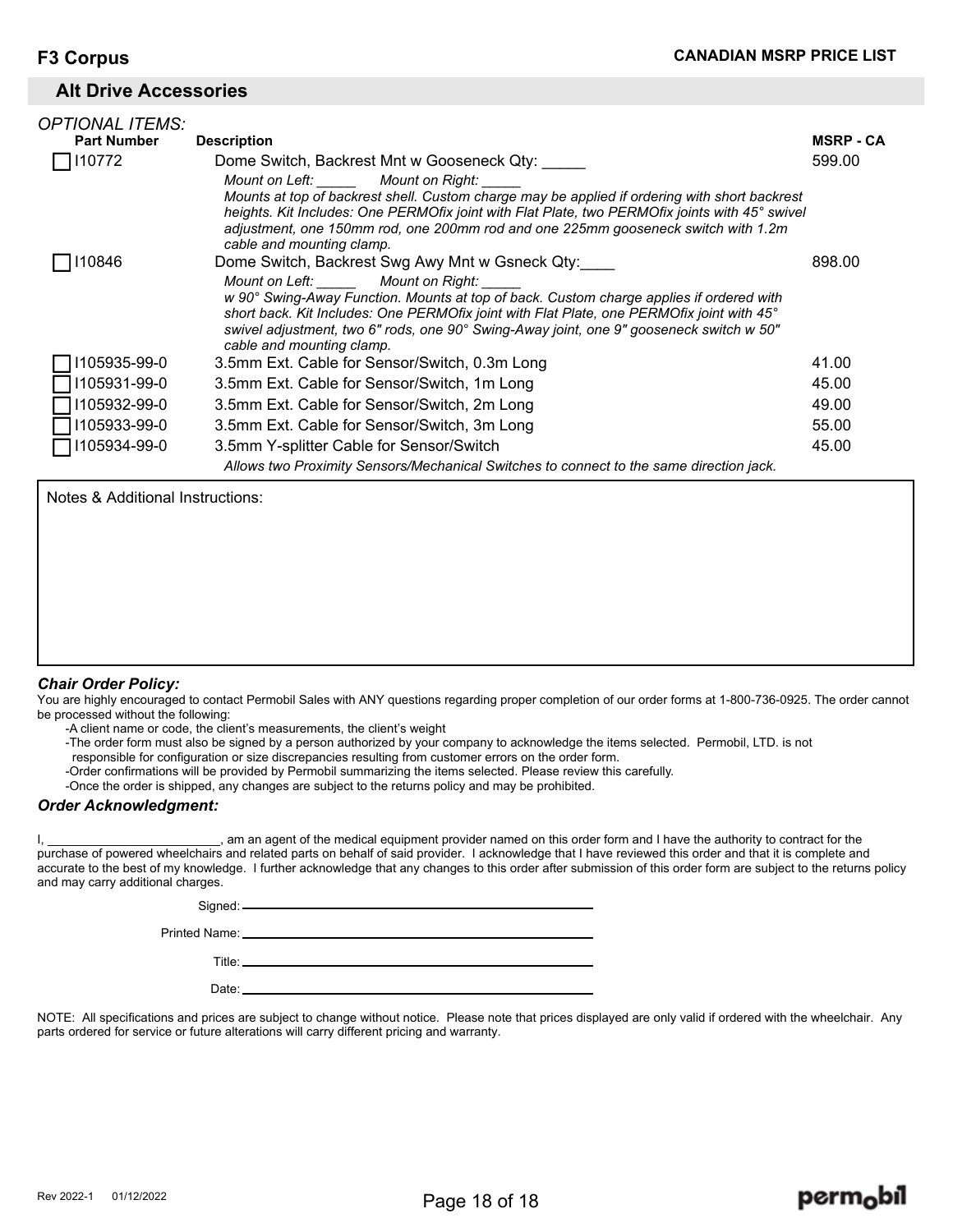**F3 Corpus** **CANADIAN MSRP PRICE LIST**

## Alt Drive Accessories

*OPTIONAL ITEMS:*

| Part Number | Description | MSRP - CA |
|---|---|---|
| ☐ I10772 | Dome Switch, Backrest Mnt w Gooseneck Qty: _____<br>*Mount on Left: _____ Mount on Right: _____*<br>*Mounts at top of backrest shell. Custom charge may be applied if ordering with short backrest heights. Kit Includes: One PERMOfix joint with Flat Plate, two PERMOfix joints with 45° swivel adjustment, one 150mm rod, one 200mm rod and one 225mm gooseneck switch with 1.2m cable and mounting clamp.* | 599.00 |
| ☐ I10846 | Dome Switch, Backrest Swg Awy Mnt w Gsneck Qty:____<br>*Mount on Left: _____ Mount on Right: _____*<br>*w 90° Swing-Away Function. Mounts at top of back. Custom charge applies if ordered with short back. Kit Includes: One PERMOfix joint with Flat Plate, one PERMOfix joint with 45° swivel adjustment, two 6" rods, one 90° Swing-Away joint, one 9" gooseneck switch w 50" cable and mounting clamp.* | 898.00 |
| ☐ I105935-99-0 | 3.5mm Ext. Cable for Sensor/Switch, 0.3m Long | 41.00 |
| ☐ I105931-99-0 | 3.5mm Ext. Cable for Sensor/Switch, 1m Long | 45.00 |
| ☐ I105932-99-0 | 3.5mm Ext. Cable for Sensor/Switch, 2m Long | 49.00 |
| ☐ I105933-99-0 | 3.5mm Ext. Cable for Sensor/Switch, 3m Long | 55.00 |
| ☐ I105934-99-0 | 3.5mm Y-splitter Cable for Sensor/Switch<br>*Allows two Proximity Sensors/Mechanical Switches to connect to the same direction jack.* | 45.00 |

Notes & Additional Instructions:

### *Chair Order Policy:*

You are highly encouraged to contact Permobil Sales with ANY questions regarding proper completion of our order forms at 1-800-736-0925. The order cannot be processed without the following:

- A client name or code, the client's measurements, the client's weight
- The order form must also be signed by a person authorized by your company to acknowledge the items selected. Permobil, LTD. is not responsible for configuration or size discrepancies resulting from customer errors on the order form.
- Order confirmations will be provided by Permobil summarizing the items selected. Please review this carefully.
- Once the order is shipped, any changes are subject to the returns policy and may be prohibited.

### *Order Acknowledgment:*

I, _________________________, am an agent of the medical equipment provider named on this order form and I have the authority to contract for the purchase of powered wheelchairs and related parts on behalf of said provider. I acknowledge that I have reviewed this order and that it is complete and accurate to the best of my knowledge. I further acknowledge that any changes to this order after submission of this order form are subject to the returns policy and may carry additional charges.

Signed: _________________________

Printed Name: _________________________

Title: _________________________

Date: _________________________

NOTE: All specifications and prices are subject to change without notice. Please note that prices displayed are only valid if ordered with the wheelchair. Any parts ordered for service or future alterations will carry different pricing and warranty.

Rev 2022-1 01/12/2022

permobil